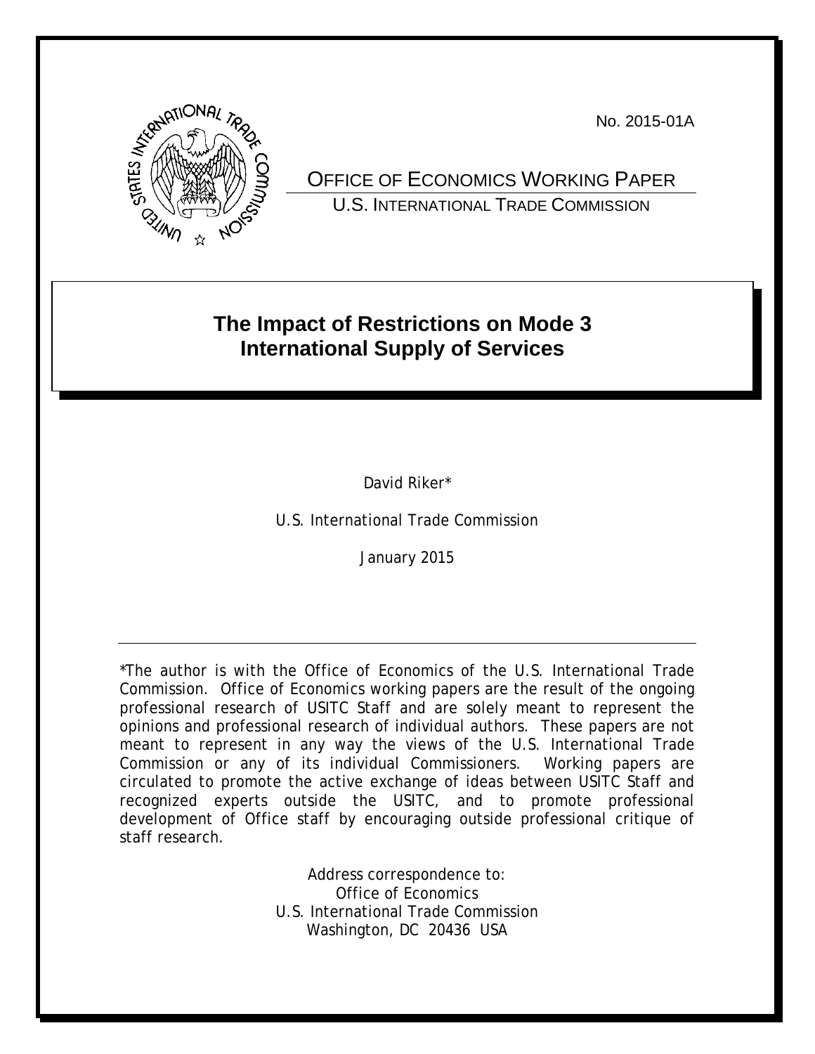No. 2015-01A

OFFICE OF ECONOMICS WORKING PAPER
U.S. INTERNATIONAL TRADE COMMISSION

# The Impact of Restrictions on Mode 3 International Supply of Services

David Riker*

U.S. International Trade Commission

January 2015

---

*The author is with the Office of Economics of the U.S. International Trade Commission. Office of Economics working papers are the result of the ongoing professional research of USITC Staff and are solely meant to represent the opinions and professional research of individual authors. These papers are not meant to represent in any way the views of the U.S. International Trade Commission or any of its individual Commissioners. Working papers are circulated to promote the active exchange of ideas between USITC Staff and recognized experts outside the USITC, and to promote professional development of Office staff by encouraging outside professional critique of staff research.

Address correspondence to:
Office of Economics
U.S. International Trade Commission
Washington, DC 20436 USA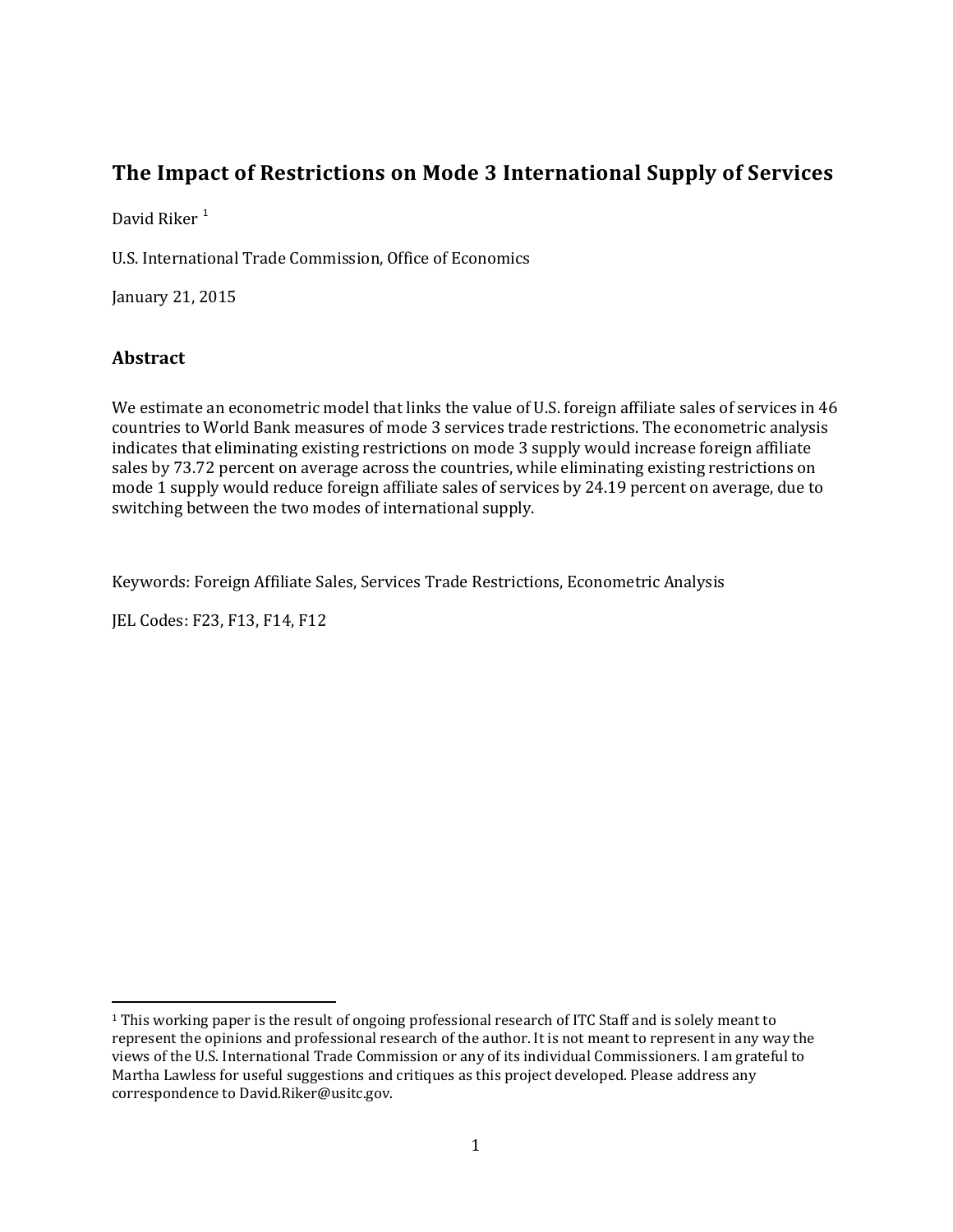# The Impact of Restrictions on Mode 3 International Supply of Services

David Riker [1]

U.S. International Trade Commission, Office of Economics

January 21, 2015

## Abstract

We estimate an econometric model that links the value of U.S. foreign affiliate sales of services in 46 countries to World Bank measures of mode 3 services trade restrictions. The econometric analysis indicates that eliminating existing restrictions on mode 3 supply would increase foreign affiliate sales by 73.72 percent on average across the countries, while eliminating existing restrictions on mode 1 supply would reduce foreign affiliate sales of services by 24.19 percent on average, due to switching between the two modes of international supply.

Keywords: Foreign Affiliate Sales, Services Trade Restrictions, Econometric Analysis

JEL Codes: F23, F13, F14, F12

---

[1] This working paper is the result of ongoing professional research of ITC Staff and is solely meant to represent the opinions and professional research of the author. It is not meant to represent in any way the views of the U.S. International Trade Commission or any of its individual Commissioners. I am grateful to Martha Lawless for useful suggestions and critiques as this project developed. Please address any correspondence to David.Riker@usitc.gov.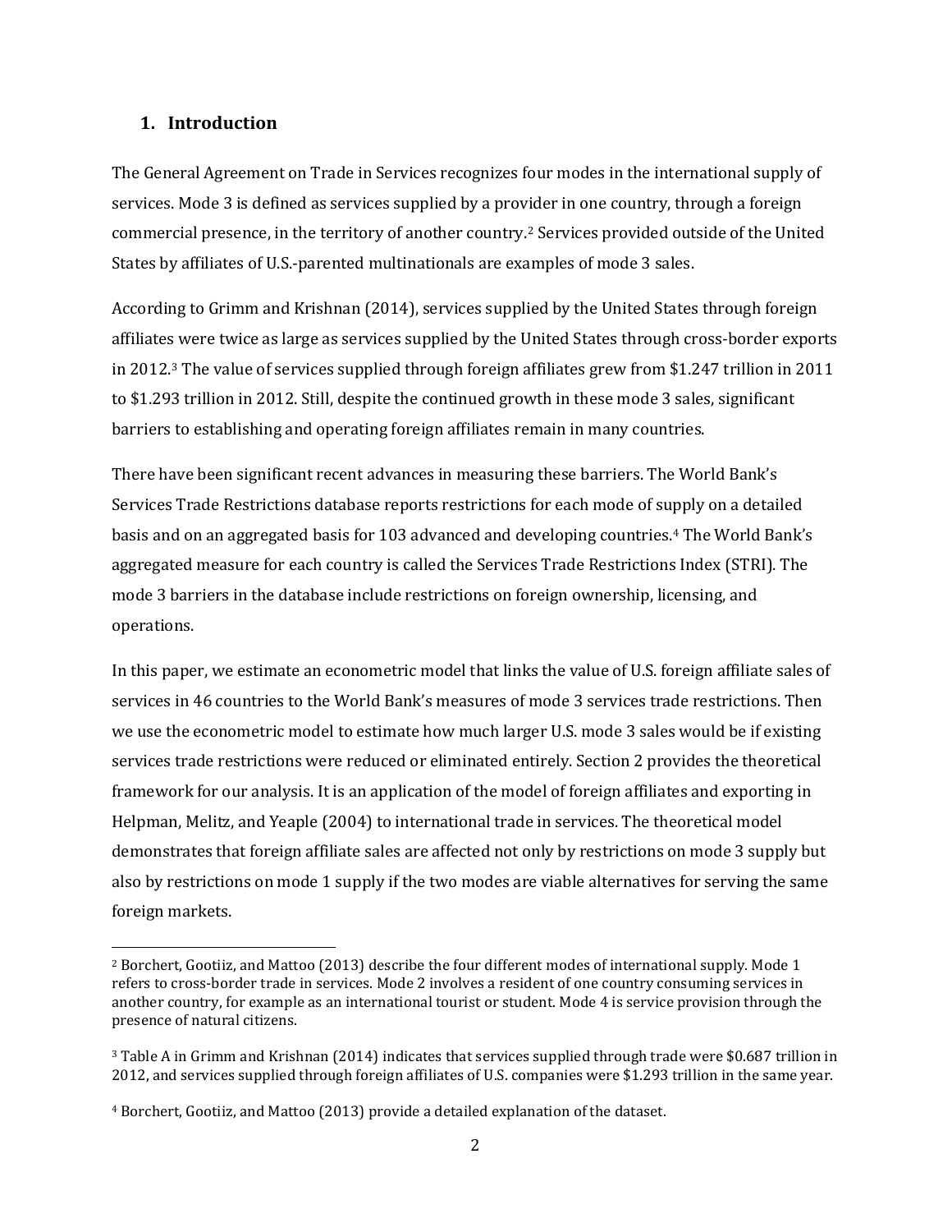## 1. Introduction

The General Agreement on Trade in Services recognizes four modes in the international supply of services. Mode 3 is defined as services supplied by a provider in one country, through a foreign commercial presence, in the territory of another country.[2] Services provided outside of the United States by affiliates of U.S.-parented multinationals are examples of mode 3 sales.

According to Grimm and Krishnan (2014), services supplied by the United States through foreign affiliates were twice as large as services supplied by the United States through cross-border exports in 2012.[3] The value of services supplied through foreign affiliates grew from $1.247 trillion in 2011 to $1.293 trillion in 2012. Still, despite the continued growth in these mode 3 sales, significant barriers to establishing and operating foreign affiliates remain in many countries.

There have been significant recent advances in measuring these barriers. The World Bank's Services Trade Restrictions database reports restrictions for each mode of supply on a detailed basis and on an aggregated basis for 103 advanced and developing countries.[4] The World Bank's aggregated measure for each country is called the Services Trade Restrictions Index (STRI). The mode 3 barriers in the database include restrictions on foreign ownership, licensing, and operations.

In this paper, we estimate an econometric model that links the value of U.S. foreign affiliate sales of services in 46 countries to the World Bank's measures of mode 3 services trade restrictions. Then we use the econometric model to estimate how much larger U.S. mode 3 sales would be if existing services trade restrictions were reduced or eliminated entirely. Section 2 provides the theoretical framework for our analysis. It is an application of the model of foreign affiliates and exporting in Helpman, Melitz, and Yeaple (2004) to international trade in services. The theoretical model demonstrates that foreign affiliate sales are affected not only by restrictions on mode 3 supply but also by restrictions on mode 1 supply if the two modes are viable alternatives for serving the same foreign markets.

---

[2] Borchert, Gootiiz, and Mattoo (2013) describe the four different modes of international supply. Mode 1 refers to cross-border trade in services. Mode 2 involves a resident of one country consuming services in another country, for example as an international tourist or student. Mode 4 is service provision through the presence of natural citizens.

[3] Table A in Grimm and Krishnan (2014) indicates that services supplied through trade were $0.687 trillion in 2012, and services supplied through foreign affiliates of U.S. companies were $1.293 trillion in the same year.

[4] Borchert, Gootiiz, and Mattoo (2013) provide a detailed explanation of the dataset.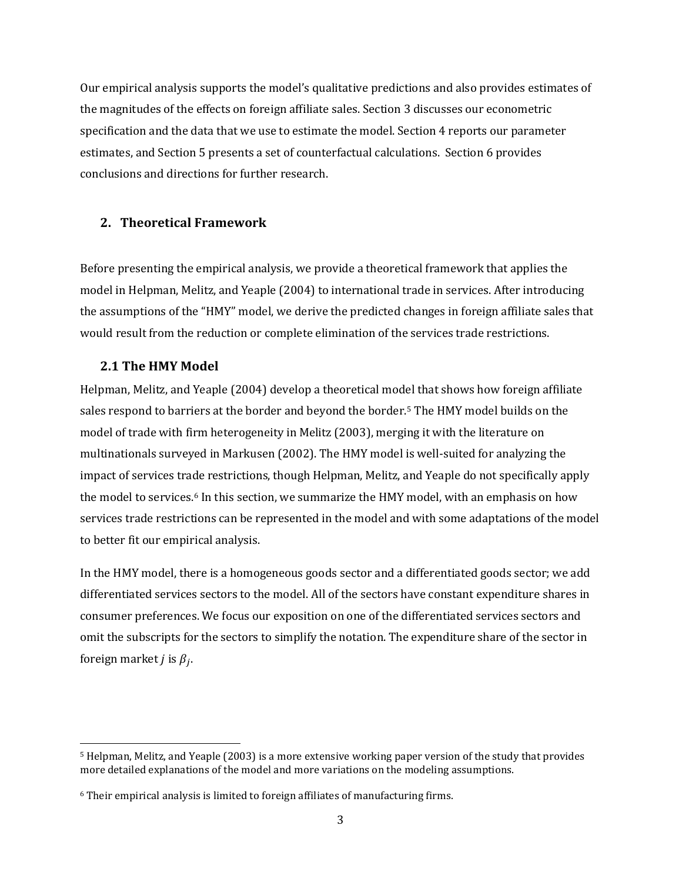Our empirical analysis supports the model's qualitative predictions and also provides estimates of the magnitudes of the effects on foreign affiliate sales. Section 3 discusses our econometric specification and the data that we use to estimate the model. Section 4 reports our parameter estimates, and Section 5 presents a set of counterfactual calculations. Section 6 provides conclusions and directions for further research.

## 2. Theoretical Framework

Before presenting the empirical analysis, we provide a theoretical framework that applies the model in Helpman, Melitz, and Yeaple (2004) to international trade in services. After introducing the assumptions of the "HMY" model, we derive the predicted changes in foreign affiliate sales that would result from the reduction or complete elimination of the services trade restrictions.

### 2.1 The HMY Model

Helpman, Melitz, and Yeaple (2004) develop a theoretical model that shows how foreign affiliate sales respond to barriers at the border and beyond the border.[5] The HMY model builds on the model of trade with firm heterogeneity in Melitz (2003), merging it with the literature on multinationals surveyed in Markusen (2002). The HMY model is well-suited for analyzing the impact of services trade restrictions, though Helpman, Melitz, and Yeaple do not specifically apply the model to services.[6] In this section, we summarize the HMY model, with an emphasis on how services trade restrictions can be represented in the model and with some adaptations of the model to better fit our empirical analysis.

In the HMY model, there is a homogeneous goods sector and a differentiated goods sector; we add differentiated services sectors to the model. All of the sectors have constant expenditure shares in consumer preferences. We focus our exposition on one of the differentiated services sectors and omit the subscripts for the sectors to simplify the notation. The expenditure share of the sector in foreign market $j$ is $\beta_j$.

[5] Helpman, Melitz, and Yeaple (2003) is a more extensive working paper version of the study that provides more detailed explanations of the model and more variations on the modeling assumptions.

[6] Their empirical analysis is limited to foreign affiliates of manufacturing firms.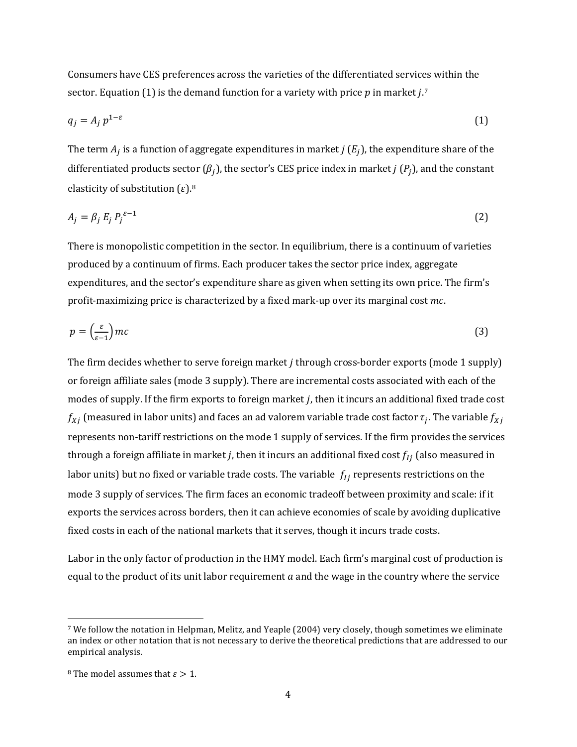Consumers have CES preferences across the varieties of the differentiated services within the sector. Equation (1) is the demand function for a variety with price $p$ in market $j$.[7]

$$q_j = A_j \, p^{1-\varepsilon} \tag{1}$$

The term $A_j$ is a function of aggregate expenditures in market $j$ ($E_j$), the expenditure share of the differentiated products sector ($\beta_j$), the sector's CES price index in market $j$ ($P_j$), and the constant elasticity of substitution ($\varepsilon$).[8]

$$A_j = \beta_j \, E_j \, P_j^{\varepsilon-1} \tag{2}$$

There is monopolistic competition in the sector. In equilibrium, there is a continuum of varieties produced by a continuum of firms. Each producer takes the sector price index, aggregate expenditures, and the sector's expenditure share as given when setting its own price. The firm's profit-maximizing price is characterized by a fixed mark-up over its marginal cost $mc$.

$$p = \left(\frac{\varepsilon}{\varepsilon-1}\right) mc \tag{3}$$

The firm decides whether to serve foreign market $j$ through cross-border exports (mode 1 supply) or foreign affiliate sales (mode 3 supply). There are incremental costs associated with each of the modes of supply. If the firm exports to foreign market $j$, then it incurs an additional fixed trade cost $f_{Xj}$ (measured in labor units) and faces an ad valorem variable trade cost factor $\tau_j$. The variable $f_{Xj}$ represents non-tariff restrictions on the mode 1 supply of services. If the firm provides the services through a foreign affiliate in market $j$, then it incurs an additional fixed cost $f_{Ij}$ (also measured in labor units) but no fixed or variable trade costs. The variable $f_{Ij}$ represents restrictions on the mode 3 supply of services. The firm faces an economic tradeoff between proximity and scale: if it exports the services across borders, then it can achieve economies of scale by avoiding duplicative fixed costs in each of the national markets that it serves, though it incurs trade costs.

Labor in the only factor of production in the HMY model. Each firm's marginal cost of production is equal to the product of its unit labor requirement $a$ and the wage in the country where the service

---

[7] We follow the notation in Helpman, Melitz, and Yeaple (2004) very closely, though sometimes we eliminate an index or other notation that is not necessary to derive the theoretical predictions that are addressed to our empirical analysis.

[8] The model assumes that $\varepsilon > 1$.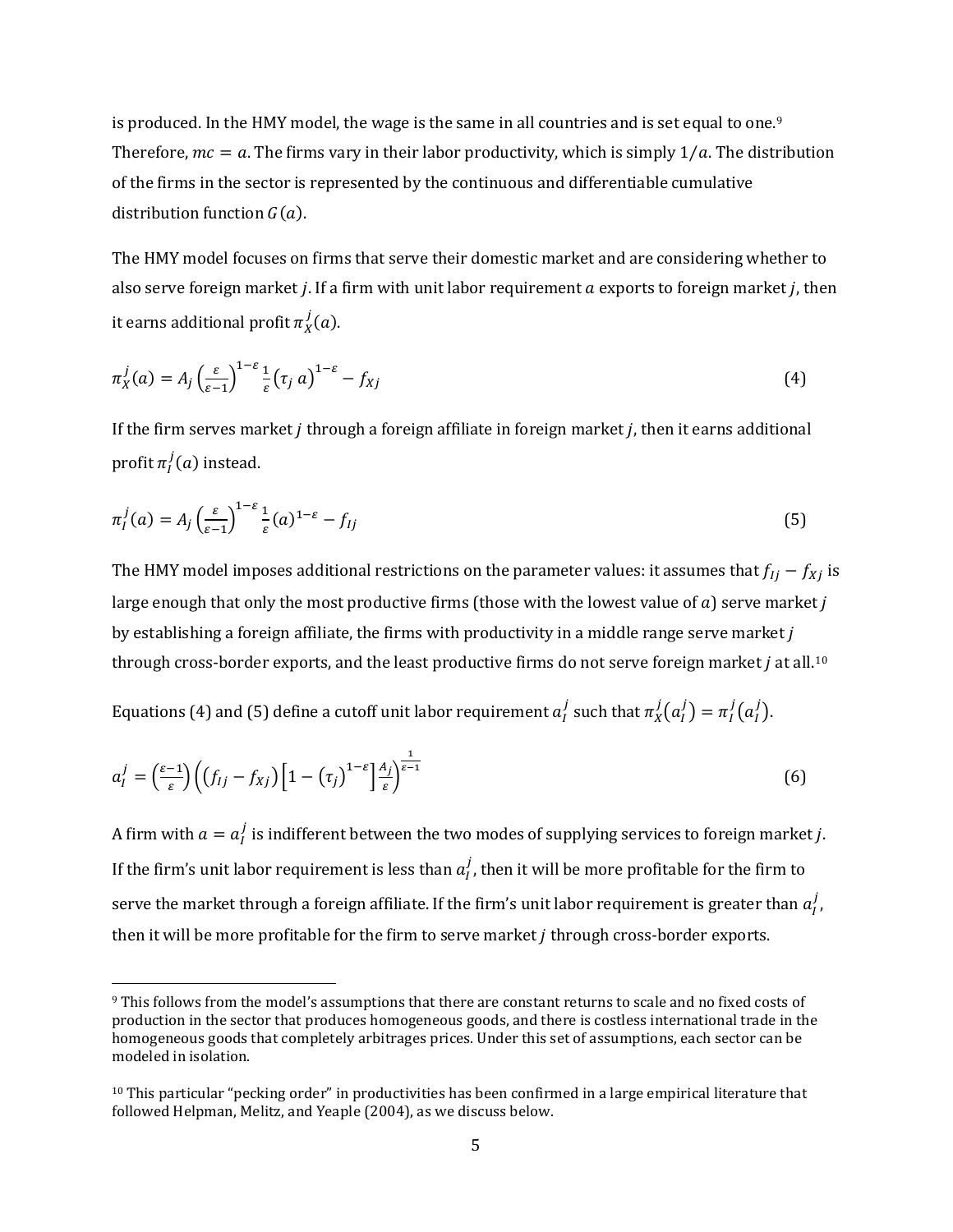is produced. In the HMY model, the wage is the same in all countries and is set equal to one.[9] Therefore, $mc = a$. The firms vary in their labor productivity, which is simply $1/a$. The distribution of the firms in the sector is represented by the continuous and differentiable cumulative distribution function $G(a)$.

The HMY model focuses on firms that serve their domestic market and are considering whether to also serve foreign market $j$. If a firm with unit labor requirement $a$ exports to foreign market $j$, then it earns additional profit $\pi_X^j(a)$.

$$\pi_X^j(a) = A_j \left(\frac{\varepsilon}{\varepsilon-1}\right)^{1-\varepsilon} \frac{1}{\varepsilon} \left(\tau_j\, a\right)^{1-\varepsilon} - f_{Xj} \tag{4}$$

If the firm serves market $j$ through a foreign affiliate in foreign market $j$, then it earns additional profit $\pi_I^j(a)$ instead.

$$\pi_I^j(a) = A_j \left(\frac{\varepsilon}{\varepsilon-1}\right)^{1-\varepsilon} \frac{1}{\varepsilon} (a)^{1-\varepsilon} - f_{Ij} \tag{5}$$

The HMY model imposes additional restrictions on the parameter values: it assumes that $f_{Ij} - f_{Xj}$ is large enough that only the most productive firms (those with the lowest value of $a$) serve market $j$ by establishing a foreign affiliate, the firms with productivity in a middle range serve market $j$ through cross-border exports, and the least productive firms do not serve foreign market $j$ at all.[10]

Equations (4) and (5) define a cutoff unit labor requirement $a_I^j$ such that $\pi_X^j(a_I^j) = \pi_I^j(a_I^j)$.

$$a_I^j = \left(\frac{\varepsilon-1}{\varepsilon}\right) \left( \left(f_{Ij} - f_{Xj}\right) \left[1 - \left(\tau_j\right)^{1-\varepsilon}\right] \frac{A_j}{\varepsilon} \right)^{\frac{1}{\varepsilon-1}} \tag{6}$$

A firm with $a = a_I^j$ is indifferent between the two modes of supplying services to foreign market $j$. If the firm's unit labor requirement is less than $a_I^j$, then it will be more profitable for the firm to serve the market through a foreign affiliate. If the firm's unit labor requirement is greater than $a_I^j$, then it will be more profitable for the firm to serve market $j$ through cross-border exports.

[9] This follows from the model's assumptions that there are constant returns to scale and no fixed costs of production in the sector that produces homogeneous goods, and there is costless international trade in the homogeneous goods that completely arbitrages prices. Under this set of assumptions, each sector can be modeled in isolation.

[10] This particular "pecking order" in productivities has been confirmed in a large empirical literature that followed Helpman, Melitz, and Yeaple (2004), as we discuss below.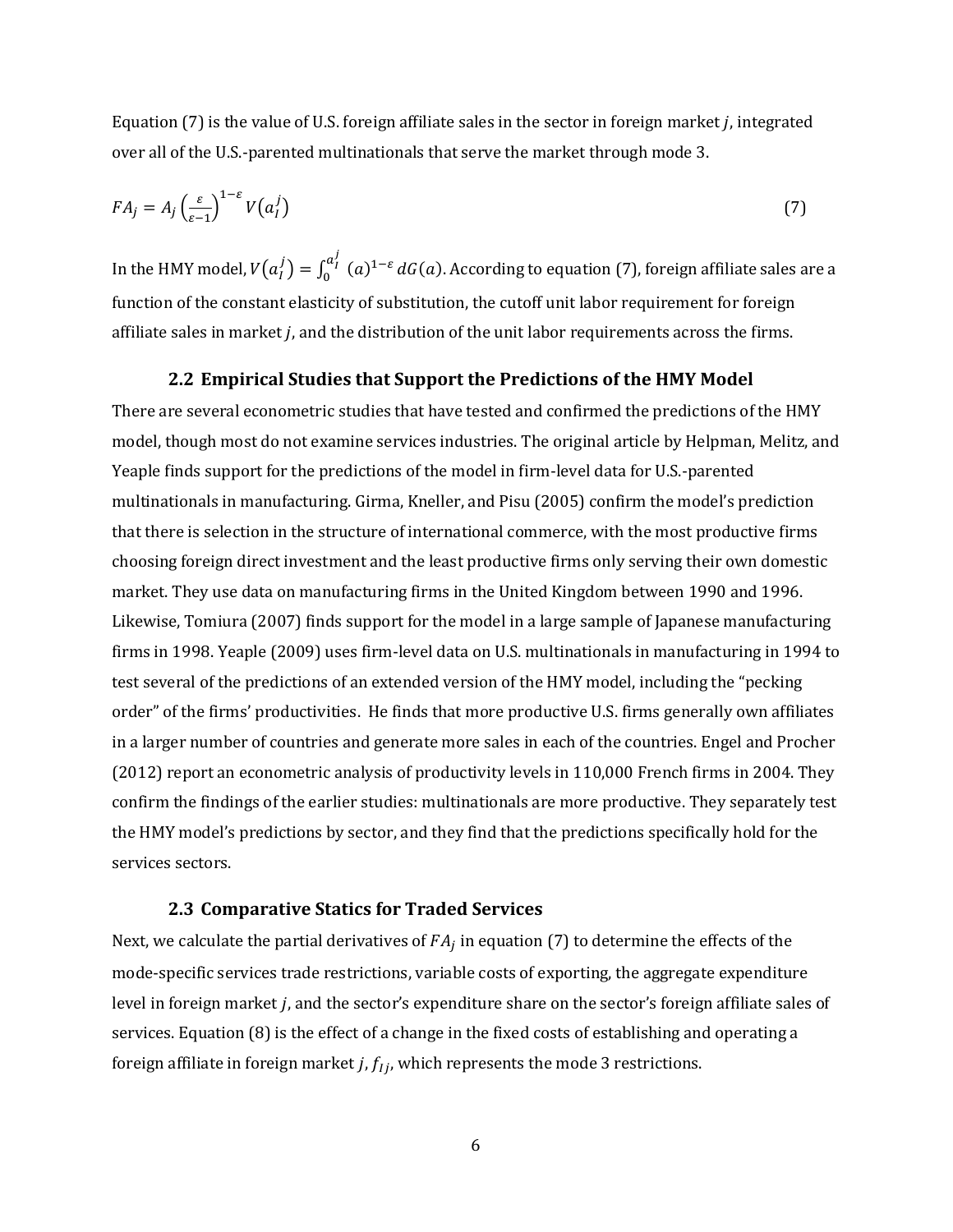Equation (7) is the value of U.S. foreign affiliate sales in the sector in foreign market $j$, integrated over all of the U.S.-parented multinationals that serve the market through mode 3.

$$FA_j = A_j \left(\frac{\varepsilon}{\varepsilon - 1}\right)^{1-\varepsilon} V\left(a_I^j\right) \tag{7}$$

In the HMY model, $V\left(a_I^j\right) = \int_0^{a_I^j} (a)^{1-\varepsilon}\, dG(a)$. According to equation (7), foreign affiliate sales are a function of the constant elasticity of substitution, the cutoff unit labor requirement for foreign affiliate sales in market $j$, and the distribution of the unit labor requirements across the firms.

### 2.2 Empirical Studies that Support the Predictions of the HMY Model

There are several econometric studies that have tested and confirmed the predictions of the HMY model, though most do not examine services industries. The original article by Helpman, Melitz, and Yeaple finds support for the predictions of the model in firm-level data for U.S.-parented multinationals in manufacturing. Girma, Kneller, and Pisu (2005) confirm the model's prediction that there is selection in the structure of international commerce, with the most productive firms choosing foreign direct investment and the least productive firms only serving their own domestic market. They use data on manufacturing firms in the United Kingdom between 1990 and 1996. Likewise, Tomiura (2007) finds support for the model in a large sample of Japanese manufacturing firms in 1998. Yeaple (2009) uses firm-level data on U.S. multinationals in manufacturing in 1994 to test several of the predictions of an extended version of the HMY model, including the "pecking order" of the firms' productivities. He finds that more productive U.S. firms generally own affiliates in a larger number of countries and generate more sales in each of the countries. Engel and Procher (2012) report an econometric analysis of productivity levels in 110,000 French firms in 2004. They confirm the findings of the earlier studies: multinationals are more productive. They separately test the HMY model's predictions by sector, and they find that the predictions specifically hold for the services sectors.

### 2.3 Comparative Statics for Traded Services

Next, we calculate the partial derivatives of $FA_j$ in equation (7) to determine the effects of the mode-specific services trade restrictions, variable costs of exporting, the aggregate expenditure level in foreign market $j$, and the sector's expenditure share on the sector's foreign affiliate sales of services. Equation (8) is the effect of a change in the fixed costs of establishing and operating a foreign affiliate in foreign market $j$, $f_{Ij}$, which represents the mode 3 restrictions.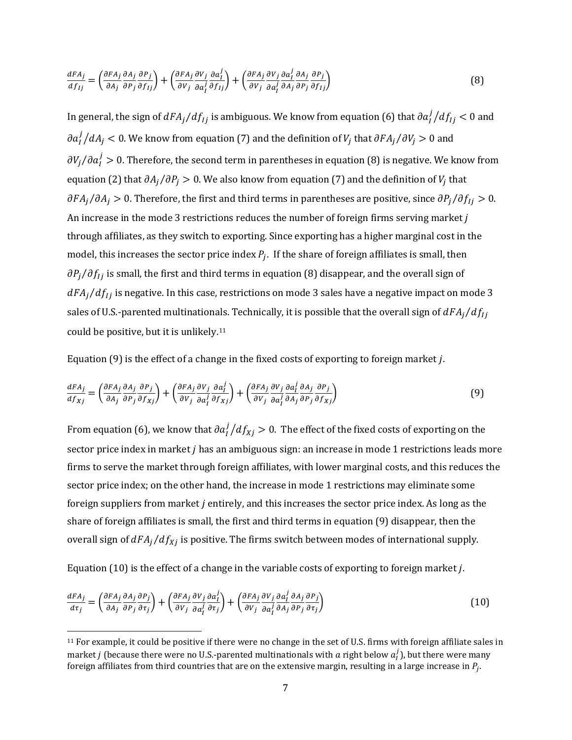$$\frac{dFA_j}{df_{Ij}} = \left(\frac{\partial FA_j}{\partial A_j}\frac{\partial A_j}{\partial P_j}\frac{\partial P_j}{\partial f_{Ij}}\right) + \left(\frac{\partial FA_j}{\partial V_j}\frac{\partial V_j}{\partial a_I^j}\frac{\partial a_I^j}{\partial f_{Ij}}\right) + \left(\frac{\partial FA_j}{\partial V_j}\frac{\partial V_j}{\partial a_I^j}\frac{\partial a_I^j}{\partial A_j}\frac{\partial A_j}{\partial P_j}\frac{\partial P_j}{\partial f_{Ij}}\right) \tag{8}$$

In general, the sign of $dFA_j/df_{Ij}$ is ambiguous. We know from equation (6) that $\partial a_I^j/df_{Ij} < 0$ and $\partial a_I^j/dA_j < 0$. We know from equation (7) and the definition of $V_j$ that $\partial FA_j/\partial V_j > 0$ and $\partial V_j/\partial a_I^j > 0$. Therefore, the second term in parentheses in equation (8) is negative. We know from equation (2) that $\partial A_j/\partial P_j > 0$. We also know from equation (7) and the definition of $V_j$ that $\partial FA_j/\partial A_j > 0$. Therefore, the first and third terms in parentheses are positive, since $\partial P_j/\partial f_{Ij} > 0$. An increase in the mode 3 restrictions reduces the number of foreign firms serving market *j* through affiliates, as they switch to exporting. Since exporting has a higher marginal cost in the model, this increases the sector price index $P_j$. If the share of foreign affiliates is small, then $\partial P_j/\partial f_{Ij}$ is small, the first and third terms in equation (8) disappear, and the overall sign of $dFA_j/df_{Ij}$ is negative. In this case, restrictions on mode 3 sales have a negative impact on mode 3 sales of U.S.-parented multinationals. Technically, it is possible that the overall sign of $dFA_j/df_{Ij}$ could be positive, but it is unlikely.[11]

Equation (9) is the effect of a change in the fixed costs of exporting to foreign market *j*.

$$\frac{dFA_j}{df_{Xj}} = \left(\frac{\partial FA_j}{\partial A_j}\frac{\partial A_j}{\partial P_j}\frac{\partial P_j}{\partial f_{Xj}}\right) + \left(\frac{\partial FA_j}{\partial V_j}\frac{\partial V_j}{\partial a_I^j}\frac{\partial a_I^j}{\partial f_{Xj}}\right) + \left(\frac{\partial FA_j}{\partial V_j}\frac{\partial V_j}{\partial a_I^j}\frac{\partial a_I^j}{\partial A_j}\frac{\partial A_j}{\partial P_j}\frac{\partial P_j}{\partial f_{Xj}}\right) \tag{9}$$

From equation (6), we know that $\partial a_I^j/df_{Xj} > 0$. The effect of the fixed costs of exporting on the sector price index in market *j* has an ambiguous sign: an increase in mode 1 restrictions leads more firms to serve the market through foreign affiliates, with lower marginal costs, and this reduces the sector price index; on the other hand, the increase in mode 1 restrictions may eliminate some foreign suppliers from market *j* entirely, and this increases the sector price index. As long as the share of foreign affiliates is small, the first and third terms in equation (9) disappear, then the overall sign of $dFA_j/df_{Xj}$ is positive. The firms switch between modes of international supply.

Equation (10) is the effect of a change in the variable costs of exporting to foreign market *j*.

$$\frac{dFA_j}{d\tau_j} = \left(\frac{\partial FA_j}{\partial A_j}\frac{\partial A_j}{\partial P_j}\frac{\partial P_j}{\partial \tau_j}\right) + \left(\frac{\partial FA_j}{\partial V_j}\frac{\partial V_j}{\partial a_I^j}\frac{\partial a_I^j}{\partial \tau_j}\right) + \left(\frac{\partial FA_j}{\partial V_j}\frac{\partial V_j}{\partial a_I^j}\frac{\partial a_I^j}{\partial A_j}\frac{\partial A_j}{\partial P_j}\frac{\partial P_j}{\partial \tau_j}\right) \tag{10}$$

[11] For example, it could be positive if there were no change in the set of U.S. firms with foreign affiliate sales in market *j* (because there were no U.S.-parented multinationals with $a$ right below $a_I^j$), but there were many foreign affiliates from third countries that are on the extensive margin, resulting in a large increase in $P_j$.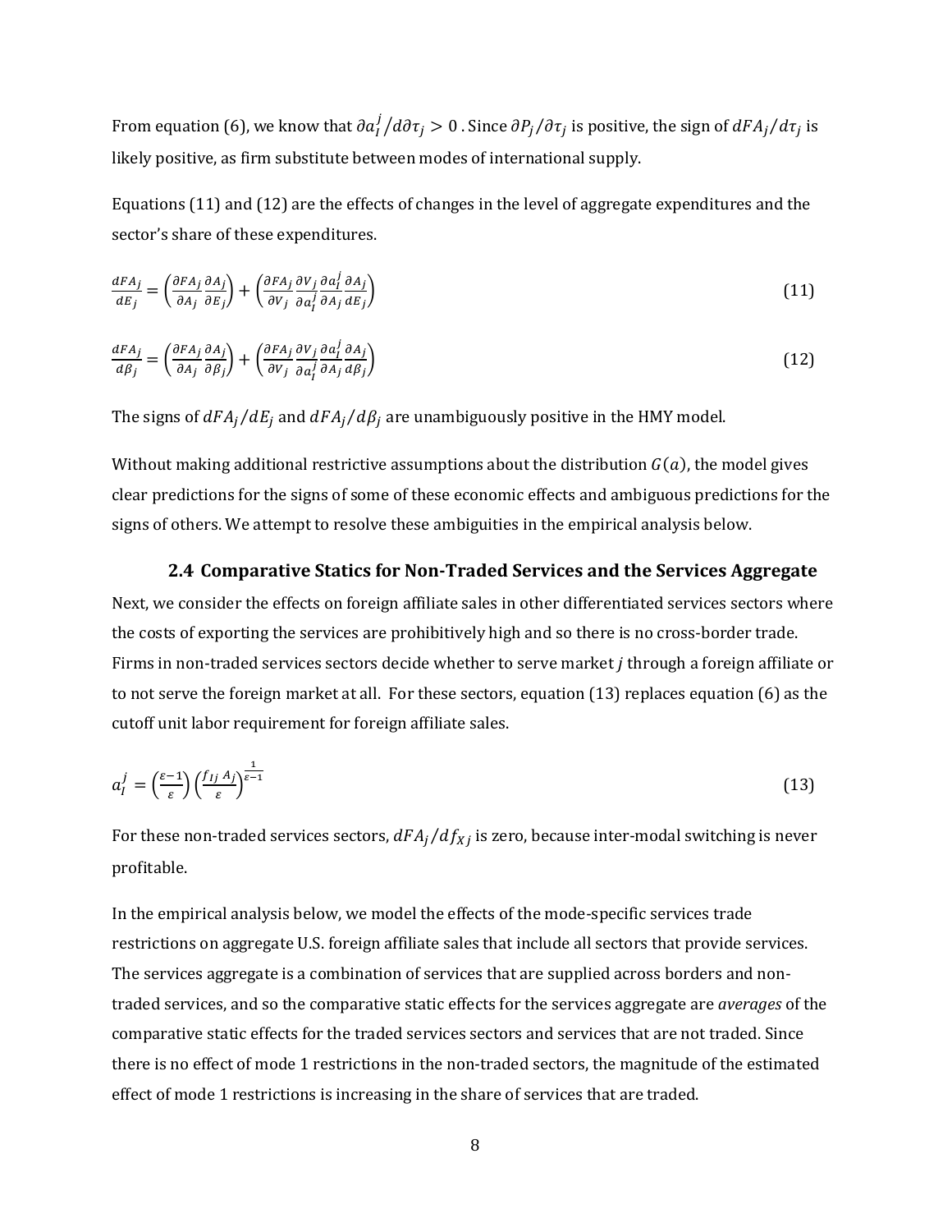From equation (6), we know that $\partial a_I^j / d\partial\tau_j > 0$ . Since $\partial P_j/\partial\tau_j$ is positive, the sign of $dFA_j/d\tau_j$ is likely positive, as firm substitute between modes of international supply.

Equations (11) and (12) are the effects of changes in the level of aggregate expenditures and the sector's share of these expenditures.

$$\frac{dFA_j}{dE_j} = \left(\frac{\partial FA_j}{\partial A_j}\frac{\partial A_j}{\partial E_j}\right) + \left(\frac{\partial FA_j}{\partial V_j}\frac{\partial V_j}{\partial a_I^j}\frac{\partial a_I^j}{\partial A_j}\frac{\partial A_j}{dE_j}\right) \tag{11}$$

$$\frac{dFA_j}{d\beta_j} = \left(\frac{\partial FA_j}{\partial A_j}\frac{\partial A_j}{\partial \beta_j}\right) + \left(\frac{\partial FA_j}{\partial V_j}\frac{\partial V_j}{\partial a_I^j}\frac{\partial a_I^j}{\partial A_j}\frac{\partial A_j}{d\beta_j}\right) \tag{12}$$

The signs of $dFA_j/dE_j$ and $dFA_j/d\beta_j$ are unambiguously positive in the HMY model.

Without making additional restrictive assumptions about the distribution $G(a)$, the model gives clear predictions for the signs of some of these economic effects and ambiguous predictions for the signs of others. We attempt to resolve these ambiguities in the empirical analysis below.

### 2.4 Comparative Statics for Non-Traded Services and the Services Aggregate

Next, we consider the effects on foreign affiliate sales in other differentiated services sectors where the costs of exporting the services are prohibitively high and so there is no cross-border trade. Firms in non-traded services sectors decide whether to serve market *j* through a foreign affiliate or to not serve the foreign market at all. For these sectors, equation (13) replaces equation (6) as the cutoff unit labor requirement for foreign affiliate sales.

$$a_I^j = \left(\frac{\varepsilon-1}{\varepsilon}\right)\left(\frac{f_{Ij}\,A_j}{\varepsilon}\right)^{\frac{1}{\varepsilon-1}} \tag{13}$$

For these non-traded services sectors, $dFA_j/df_{Xj}$ is zero, because inter-modal switching is never profitable.

In the empirical analysis below, we model the effects of the mode-specific services trade restrictions on aggregate U.S. foreign affiliate sales that include all sectors that provide services. The services aggregate is a combination of services that are supplied across borders and non-traded services, and so the comparative static effects for the services aggregate are *averages* of the comparative static effects for the traded services sectors and services that are not traded. Since there is no effect of mode 1 restrictions in the non-traded sectors, the magnitude of the estimated effect of mode 1 restrictions is increasing in the share of services that are traded.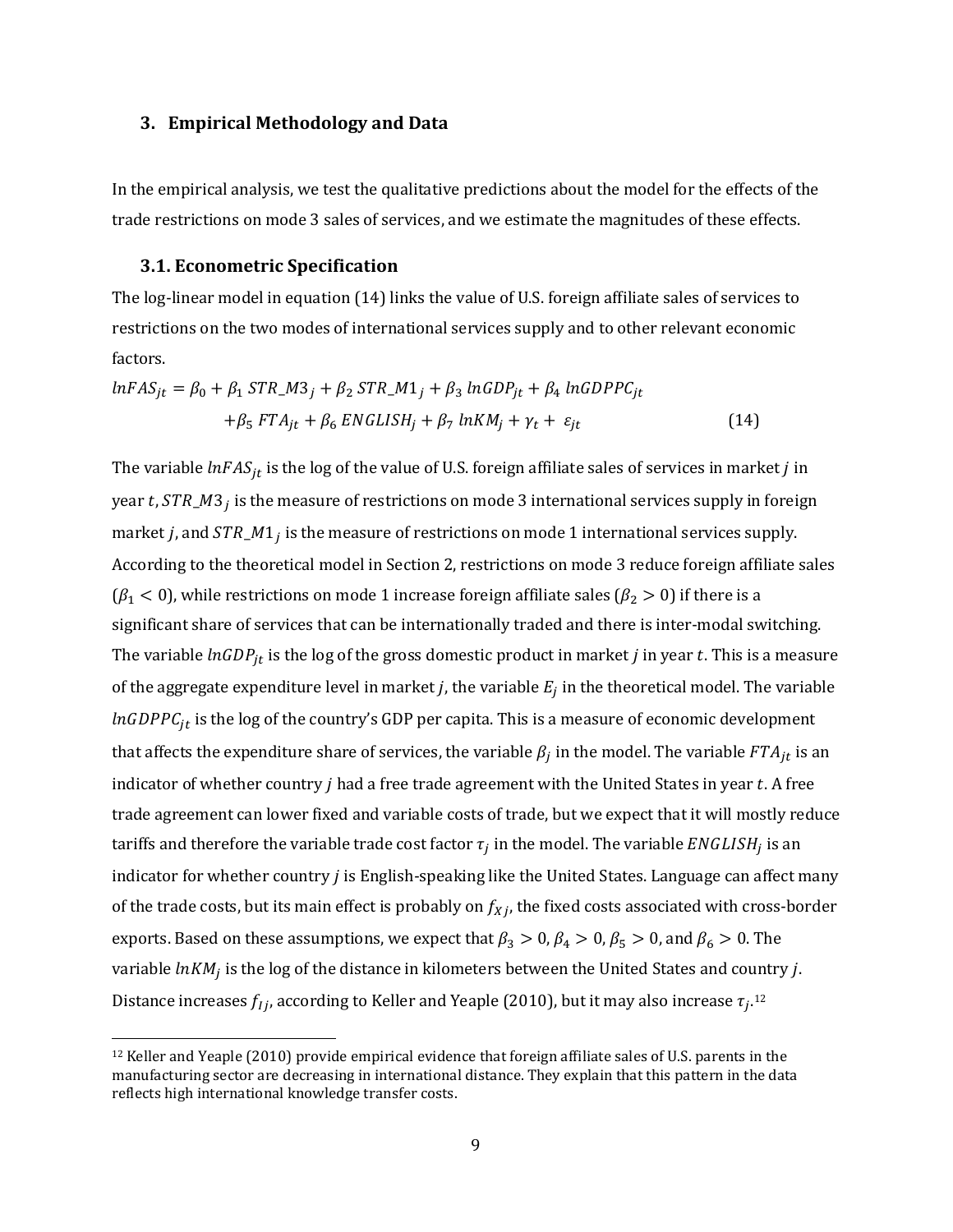## 3. Empirical Methodology and Data

In the empirical analysis, we test the qualitative predictions about the model for the effects of the trade restrictions on mode 3 sales of services, and we estimate the magnitudes of these effects.

### 3.1. Econometric Specification

The log-linear model in equation (14) links the value of U.S. foreign affiliate sales of services to restrictions on the two modes of international services supply and to other relevant economic factors.

$$
\begin{aligned}
lnFAS_{jt} = \beta_0 &+ \beta_1\, STR\_M3_j + \beta_2\, STR\_M1_j + \beta_3\, lnGDP_{jt} + \beta_4\, lnGDPPC_{jt} \\
&+ \beta_5\, FTA_{jt} + \beta_6\, ENGLISH_j + \beta_7\, lnKM_j + \gamma_t + \varepsilon_{jt} \qquad (14)
\end{aligned}
$$

The variable $lnFAS_{jt}$ is the log of the value of U.S. foreign affiliate sales of services in market $j$ in year $t$, $STR\_M3_j$ is the measure of restrictions on mode 3 international services supply in foreign market $j$, and $STR\_M1_j$ is the measure of restrictions on mode 1 international services supply. According to the theoretical model in Section 2, restrictions on mode 3 reduce foreign affiliate sales ($\beta_1 < 0$), while restrictions on mode 1 increase foreign affiliate sales ($\beta_2 > 0$) if there is a significant share of services that can be internationally traded and there is inter-modal switching. The variable $lnGDP_{jt}$ is the log of the gross domestic product in market $j$ in year $t$. This is a measure of the aggregate expenditure level in market $j$, the variable $E_j$ in the theoretical model. The variable $lnGDPPC_{jt}$ is the log of the country's GDP per capita. This is a measure of economic development that affects the expenditure share of services, the variable $\beta_j$ in the model. The variable $FTA_{jt}$ is an indicator of whether country $j$ had a free trade agreement with the United States in year $t$. A free trade agreement can lower fixed and variable costs of trade, but we expect that it will mostly reduce tariffs and therefore the variable trade cost factor $\tau_j$ in the model. The variable $ENGLISH_j$ is an indicator for whether country $j$ is English-speaking like the United States. Language can affect many of the trade costs, but its main effect is probably on $f_{Xj}$, the fixed costs associated with cross-border exports. Based on these assumptions, we expect that $\beta_3 > 0$, $\beta_4 > 0$, $\beta_5 > 0$, and $\beta_6 > 0$. The variable $lnKM_j$ is the log of the distance in kilometers between the United States and country $j$. Distance increases $f_{Ij}$, according to Keller and Yeaple (2010), but it may also increase $\tau_j$.[12]

[12] Keller and Yeaple (2010) provide empirical evidence that foreign affiliate sales of U.S. parents in the manufacturing sector are decreasing in international distance. They explain that this pattern in the data reflects high international knowledge transfer costs.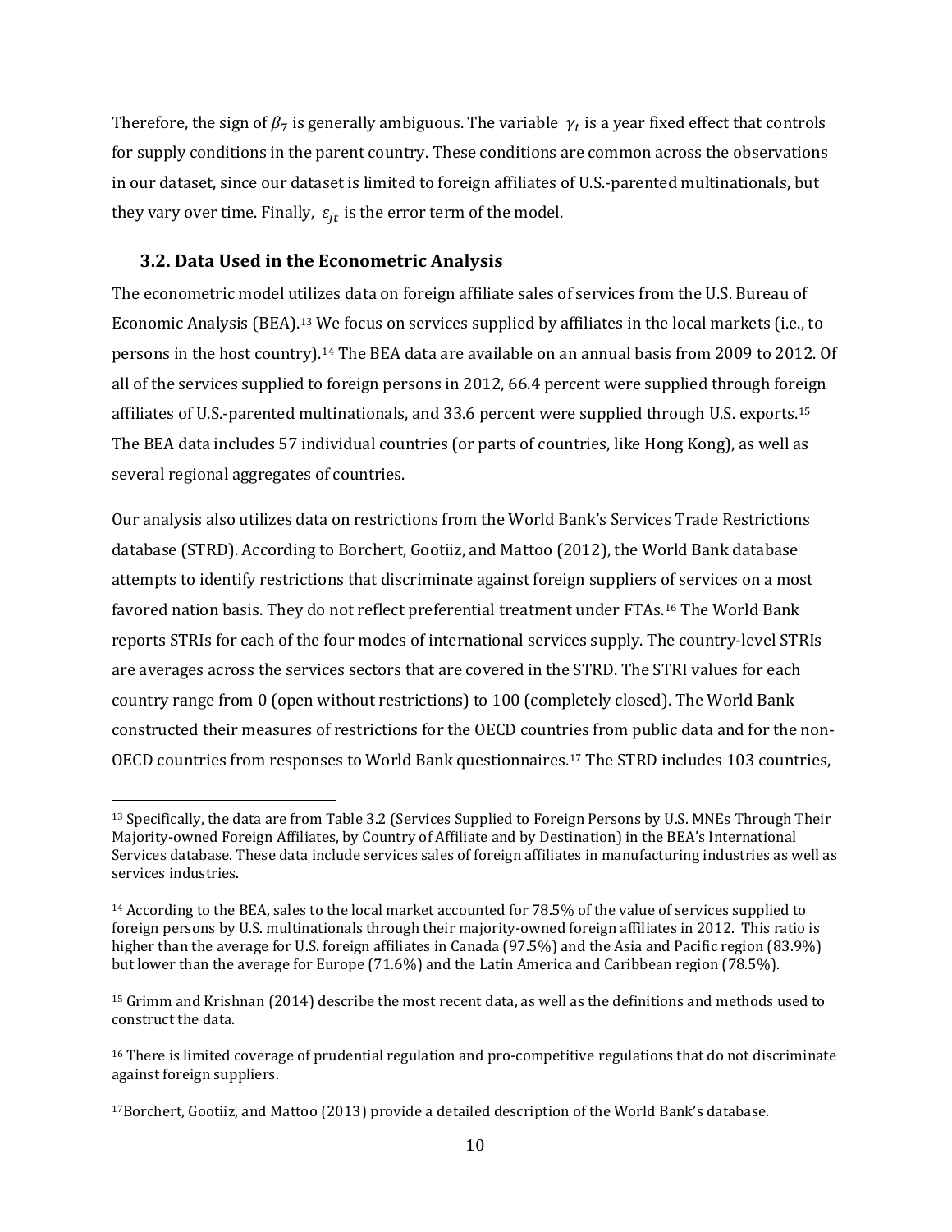Therefore, the sign of $\beta_7$ is generally ambiguous. The variable $\gamma_t$ is a year fixed effect that controls for supply conditions in the parent country. These conditions are common across the observations in our dataset, since our dataset is limited to foreign affiliates of U.S.-parented multinationals, but they vary over time. Finally, $\varepsilon_{jt}$ is the error term of the model.

### 3.2. Data Used in the Econometric Analysis

The econometric model utilizes data on foreign affiliate sales of services from the U.S. Bureau of Economic Analysis (BEA).[13] We focus on services supplied by affiliates in the local markets (i.e., to persons in the host country).[14] The BEA data are available on an annual basis from 2009 to 2012. Of all of the services supplied to foreign persons in 2012, 66.4 percent were supplied through foreign affiliates of U.S.-parented multinationals, and 33.6 percent were supplied through U.S. exports.[15] The BEA data includes 57 individual countries (or parts of countries, like Hong Kong), as well as several regional aggregates of countries.

Our analysis also utilizes data on restrictions from the World Bank's Services Trade Restrictions database (STRD). According to Borchert, Gootiiz, and Mattoo (2012), the World Bank database attempts to identify restrictions that discriminate against foreign suppliers of services on a most favored nation basis. They do not reflect preferential treatment under FTAs.[16] The World Bank reports STRIs for each of the four modes of international services supply. The country-level STRIs are averages across the services sectors that are covered in the STRD. The STRI values for each country range from 0 (open without restrictions) to 100 (completely closed). The World Bank constructed their measures of restrictions for the OECD countries from public data and for the non-OECD countries from responses to World Bank questionnaires.[17] The STRD includes 103 countries,

---

[13] Specifically, the data are from Table 3.2 (Services Supplied to Foreign Persons by U.S. MNEs Through Their Majority-owned Foreign Affiliates, by Country of Affiliate and by Destination) in the BEA's International Services database. These data include services sales of foreign affiliates in manufacturing industries as well as services industries.

[14] According to the BEA, sales to the local market accounted for 78.5% of the value of services supplied to foreign persons by U.S. multinationals through their majority-owned foreign affiliates in 2012. This ratio is higher than the average for U.S. foreign affiliates in Canada (97.5%) and the Asia and Pacific region (83.9%) but lower than the average for Europe (71.6%) and the Latin America and Caribbean region (78.5%).

[15] Grimm and Krishnan (2014) describe the most recent data, as well as the definitions and methods used to construct the data.

[16] There is limited coverage of prudential regulation and pro-competitive regulations that do not discriminate against foreign suppliers.

[17] Borchert, Gootiiz, and Mattoo (2013) provide a detailed description of the World Bank's database.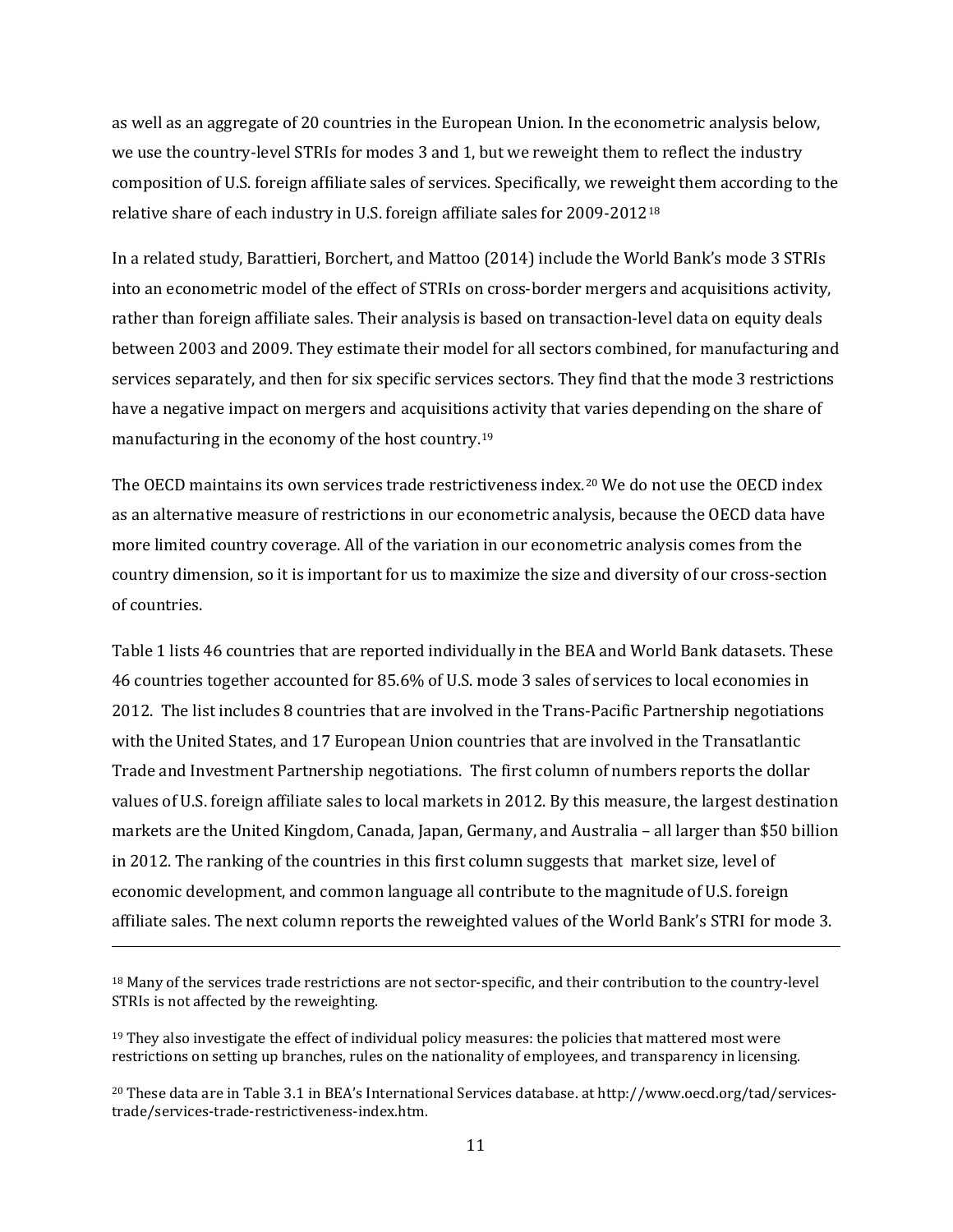as well as an aggregate of 20 countries in the European Union. In the econometric analysis below, we use the country-level STRIs for modes 3 and 1, but we reweight them to reflect the industry composition of U.S. foreign affiliate sales of services. Specifically, we reweight them according to the relative share of each industry in U.S. foreign affiliate sales for 2009-2012[18]

In a related study, Barattieri, Borchert, and Mattoo (2014) include the World Bank's mode 3 STRIs into an econometric model of the effect of STRIs on cross-border mergers and acquisitions activity, rather than foreign affiliate sales. Their analysis is based on transaction-level data on equity deals between 2003 and 2009. They estimate their model for all sectors combined, for manufacturing and services separately, and then for six specific services sectors. They find that the mode 3 restrictions have a negative impact on mergers and acquisitions activity that varies depending on the share of manufacturing in the economy of the host country.[19]

The OECD maintains its own services trade restrictiveness index.[20] We do not use the OECD index as an alternative measure of restrictions in our econometric analysis, because the OECD data have more limited country coverage. All of the variation in our econometric analysis comes from the country dimension, so it is important for us to maximize the size and diversity of our cross-section of countries.

Table 1 lists 46 countries that are reported individually in the BEA and World Bank datasets. These 46 countries together accounted for 85.6% of U.S. mode 3 sales of services to local economies in 2012. The list includes 8 countries that are involved in the Trans-Pacific Partnership negotiations with the United States, and 17 European Union countries that are involved in the Transatlantic Trade and Investment Partnership negotiations. The first column of numbers reports the dollar values of U.S. foreign affiliate sales to local markets in 2012. By this measure, the largest destination markets are the United Kingdom, Canada, Japan, Germany, and Australia – all larger than $50 billion in 2012. The ranking of the countries in this first column suggests that market size, level of economic development, and common language all contribute to the magnitude of U.S. foreign affiliate sales. The next column reports the reweighted values of the World Bank's STRI for mode 3.

---

[18] Many of the services trade restrictions are not sector-specific, and their contribution to the country-level STRIs is not affected by the reweighting.

[19] They also investigate the effect of individual policy measures: the policies that mattered most were restrictions on setting up branches, rules on the nationality of employees, and transparency in licensing.

[20] These data are in Table 3.1 in BEA's International Services database. at http://www.oecd.org/tad/services-trade/services-trade-restrictiveness-index.htm.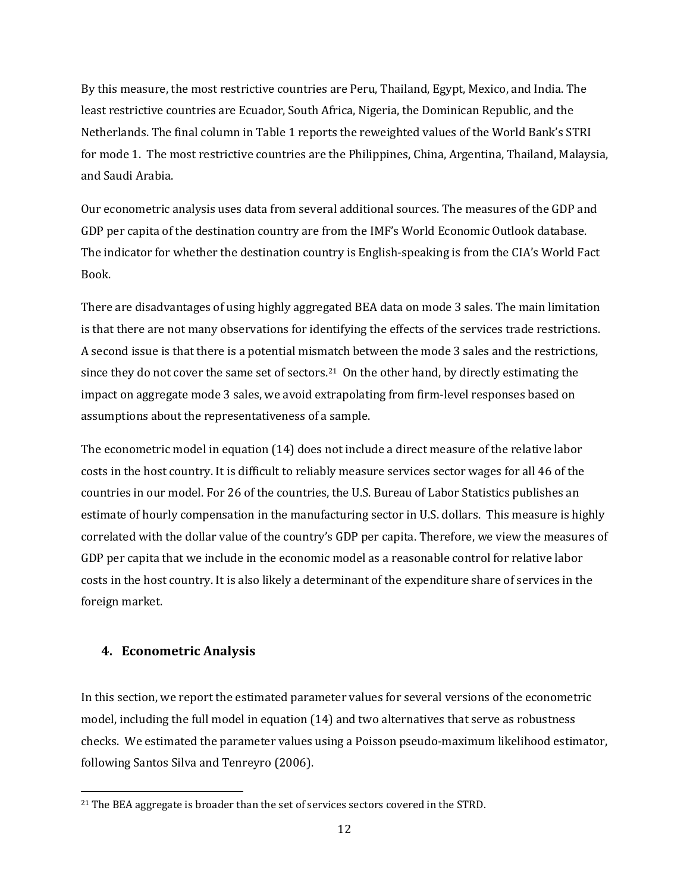By this measure, the most restrictive countries are Peru, Thailand, Egypt, Mexico, and India. The least restrictive countries are Ecuador, South Africa, Nigeria, the Dominican Republic, and the Netherlands. The final column in Table 1 reports the reweighted values of the World Bank's STRI for mode 1. The most restrictive countries are the Philippines, China, Argentina, Thailand, Malaysia, and Saudi Arabia.

Our econometric analysis uses data from several additional sources. The measures of the GDP and GDP per capita of the destination country are from the IMF's World Economic Outlook database. The indicator for whether the destination country is English-speaking is from the CIA's World Fact Book.

There are disadvantages of using highly aggregated BEA data on mode 3 sales. The main limitation is that there are not many observations for identifying the effects of the services trade restrictions. A second issue is that there is a potential mismatch between the mode 3 sales and the restrictions, since they do not cover the same set of sectors.[21] On the other hand, by directly estimating the impact on aggregate mode 3 sales, we avoid extrapolating from firm-level responses based on assumptions about the representativeness of a sample.

The econometric model in equation (14) does not include a direct measure of the relative labor costs in the host country. It is difficult to reliably measure services sector wages for all 46 of the countries in our model. For 26 of the countries, the U.S. Bureau of Labor Statistics publishes an estimate of hourly compensation in the manufacturing sector in U.S. dollars. This measure is highly correlated with the dollar value of the country's GDP per capita. Therefore, we view the measures of GDP per capita that we include in the economic model as a reasonable control for relative labor costs in the host country. It is also likely a determinant of the expenditure share of services in the foreign market.

## 4. Econometric Analysis

In this section, we report the estimated parameter values for several versions of the econometric model, including the full model in equation (14) and two alternatives that serve as robustness checks. We estimated the parameter values using a Poisson pseudo-maximum likelihood estimator, following Santos Silva and Tenreyro (2006).

[21] The BEA aggregate is broader than the set of services sectors covered in the STRD.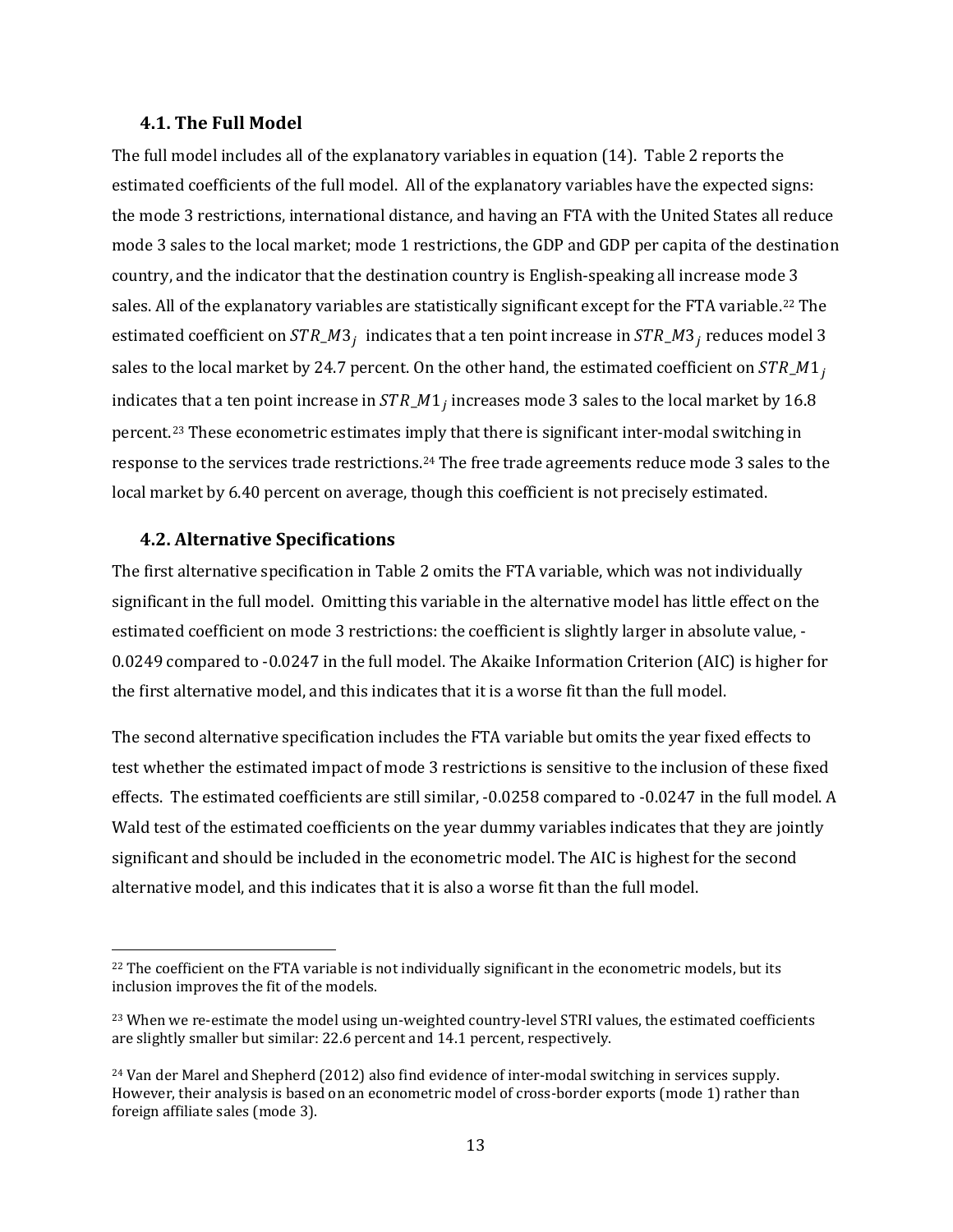### 4.1. The Full Model

The full model includes all of the explanatory variables in equation (14). Table 2 reports the estimated coefficients of the full model. All of the explanatory variables have the expected signs: the mode 3 restrictions, international distance, and having an FTA with the United States all reduce mode 3 sales to the local market; mode 1 restrictions, the GDP and GDP per capita of the destination country, and the indicator that the destination country is English-speaking all increase mode 3 sales. All of the explanatory variables are statistically significant except for the FTA variable.[22] The estimated coefficient on $STR\_M3_j$ indicates that a ten point increase in $STR\_M3_j$ reduces model 3 sales to the local market by 24.7 percent. On the other hand, the estimated coefficient on $STR\_M1_j$ indicates that a ten point increase in $STR\_M1_j$ increases mode 3 sales to the local market by 16.8 percent.[23] These econometric estimates imply that there is significant inter-modal switching in response to the services trade restrictions.[24] The free trade agreements reduce mode 3 sales to the local market by 6.40 percent on average, though this coefficient is not precisely estimated.

### 4.2. Alternative Specifications

The first alternative specification in Table 2 omits the FTA variable, which was not individually significant in the full model. Omitting this variable in the alternative model has little effect on the estimated coefficient on mode 3 restrictions: the coefficient is slightly larger in absolute value, -0.0249 compared to -0.0247 in the full model. The Akaike Information Criterion (AIC) is higher for the first alternative model, and this indicates that it is a worse fit than the full model.

The second alternative specification includes the FTA variable but omits the year fixed effects to test whether the estimated impact of mode 3 restrictions is sensitive to the inclusion of these fixed effects. The estimated coefficients are still similar, -0.0258 compared to -0.0247 in the full model. A Wald test of the estimated coefficients on the year dummy variables indicates that they are jointly significant and should be included in the econometric model. The AIC is highest for the second alternative model, and this indicates that it is also a worse fit than the full model.

---

[22] The coefficient on the FTA variable is not individually significant in the econometric models, but its inclusion improves the fit of the models.

[23] When we re-estimate the model using un-weighted country-level STRI values, the estimated coefficients are slightly smaller but similar: 22.6 percent and 14.1 percent, respectively.

[24] Van der Marel and Shepherd (2012) also find evidence of inter-modal switching in services supply. However, their analysis is based on an econometric model of cross-border exports (mode 1) rather than foreign affiliate sales (mode 3).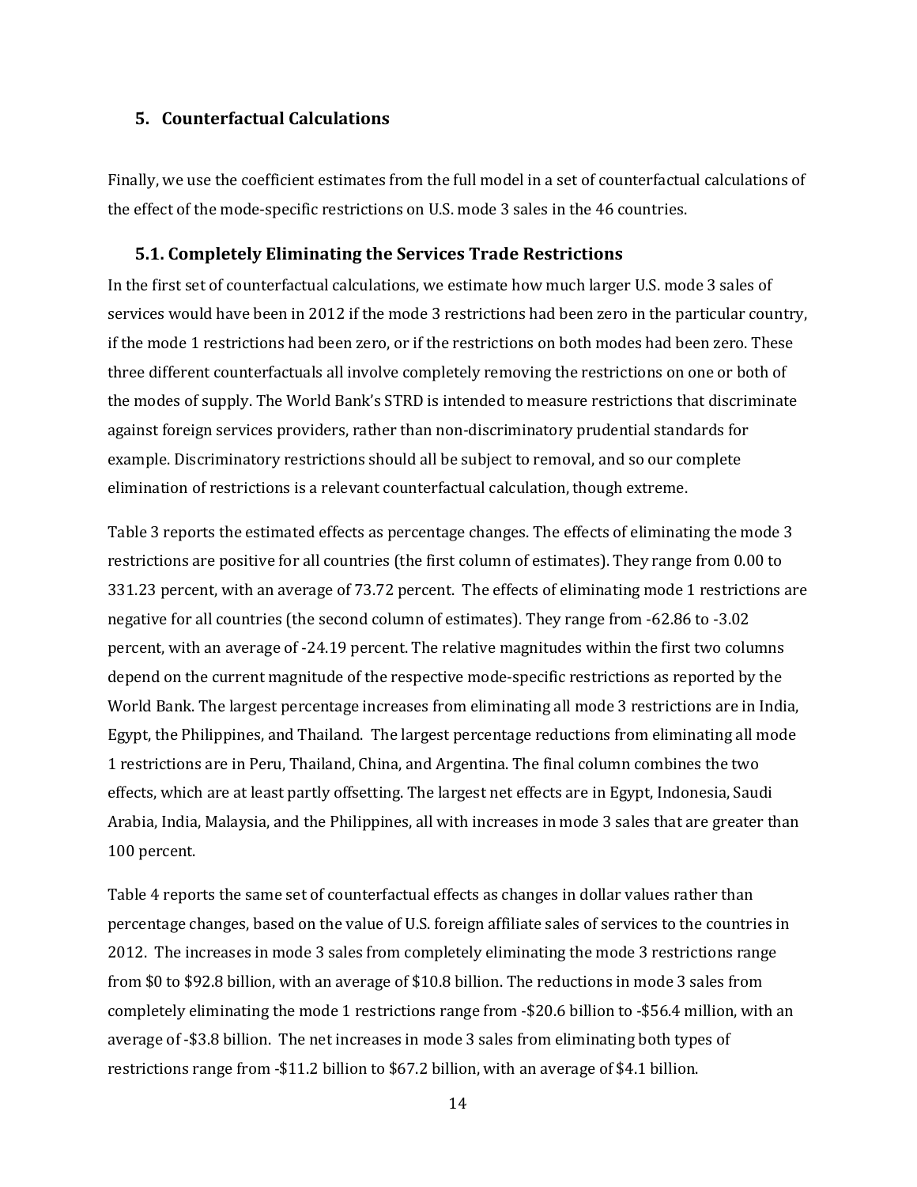## 5. Counterfactual Calculations

Finally, we use the coefficient estimates from the full model in a set of counterfactual calculations of the effect of the mode-specific restrictions on U.S. mode 3 sales in the 46 countries.

### 5.1. Completely Eliminating the Services Trade Restrictions

In the first set of counterfactual calculations, we estimate how much larger U.S. mode 3 sales of services would have been in 2012 if the mode 3 restrictions had been zero in the particular country, if the mode 1 restrictions had been zero, or if the restrictions on both modes had been zero. These three different counterfactuals all involve completely removing the restrictions on one or both of the modes of supply. The World Bank's STRD is intended to measure restrictions that discriminate against foreign services providers, rather than non-discriminatory prudential standards for example. Discriminatory restrictions should all be subject to removal, and so our complete elimination of restrictions is a relevant counterfactual calculation, though extreme.

Table 3 reports the estimated effects as percentage changes. The effects of eliminating the mode 3 restrictions are positive for all countries (the first column of estimates). They range from 0.00 to 331.23 percent, with an average of 73.72 percent. The effects of eliminating mode 1 restrictions are negative for all countries (the second column of estimates). They range from -62.86 to -3.02 percent, with an average of -24.19 percent. The relative magnitudes within the first two columns depend on the current magnitude of the respective mode-specific restrictions as reported by the World Bank. The largest percentage increases from eliminating all mode 3 restrictions are in India, Egypt, the Philippines, and Thailand. The largest percentage reductions from eliminating all mode 1 restrictions are in Peru, Thailand, China, and Argentina. The final column combines the two effects, which are at least partly offsetting. The largest net effects are in Egypt, Indonesia, Saudi Arabia, India, Malaysia, and the Philippines, all with increases in mode 3 sales that are greater than 100 percent.

Table 4 reports the same set of counterfactual effects as changes in dollar values rather than percentage changes, based on the value of U.S. foreign affiliate sales of services to the countries in 2012. The increases in mode 3 sales from completely eliminating the mode 3 restrictions range from $0 to $92.8 billion, with an average of $10.8 billion. The reductions in mode 3 sales from completely eliminating the mode 1 restrictions range from -$20.6 billion to -$56.4 million, with an average of -$3.8 billion. The net increases in mode 3 sales from eliminating both types of restrictions range from -$11.2 billion to $67.2 billion, with an average of $4.1 billion.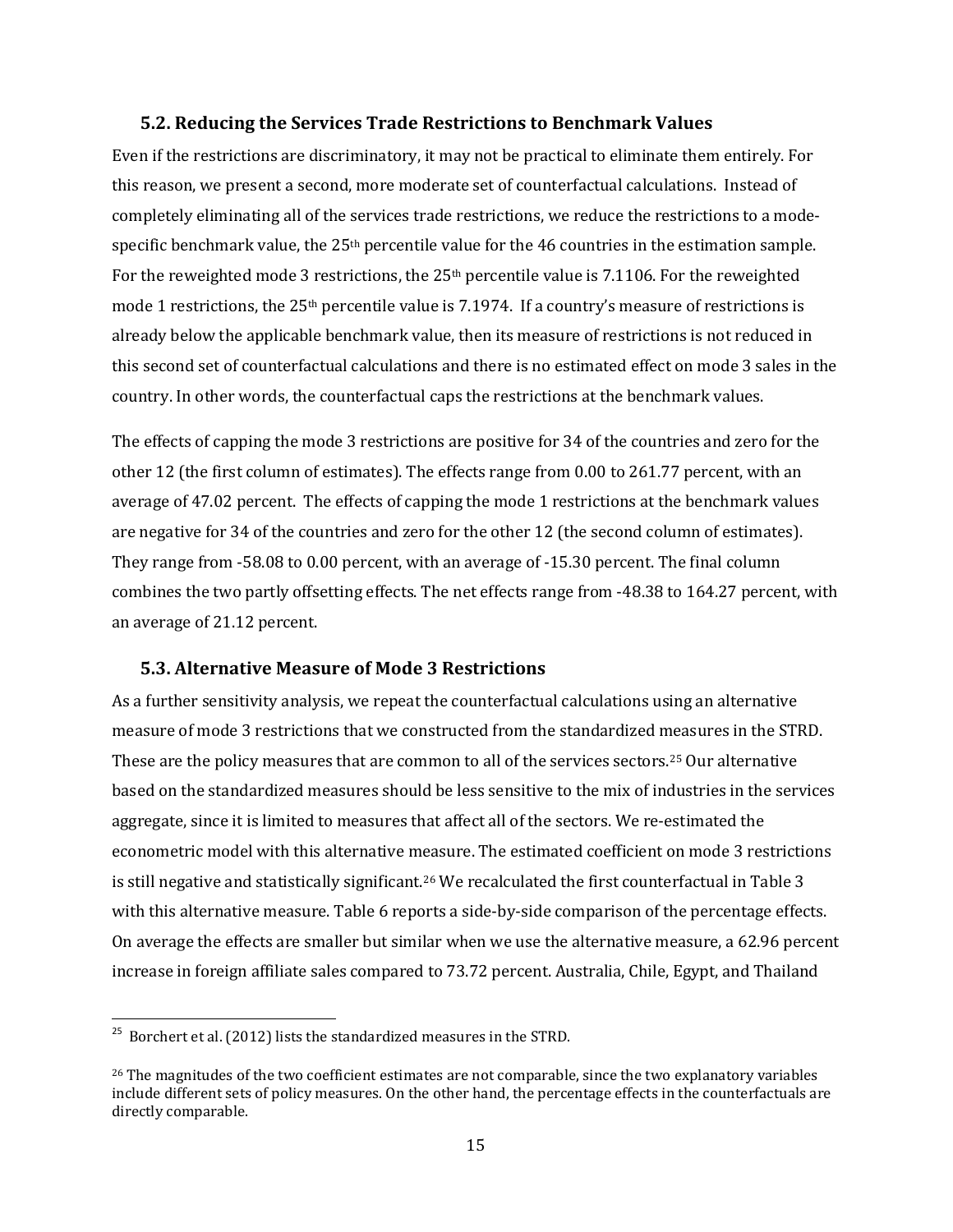### 5.2. Reducing the Services Trade Restrictions to Benchmark Values

Even if the restrictions are discriminatory, it may not be practical to eliminate them entirely. For this reason, we present a second, more moderate set of counterfactual calculations. Instead of completely eliminating all of the services trade restrictions, we reduce the restrictions to a mode-specific benchmark value, the 25th percentile value for the 46 countries in the estimation sample. For the reweighted mode 3 restrictions, the 25th percentile value is 7.1106. For the reweighted mode 1 restrictions, the 25th percentile value is 7.1974. If a country's measure of restrictions is already below the applicable benchmark value, then its measure of restrictions is not reduced in this second set of counterfactual calculations and there is no estimated effect on mode 3 sales in the country. In other words, the counterfactual caps the restrictions at the benchmark values.

The effects of capping the mode 3 restrictions are positive for 34 of the countries and zero for the other 12 (the first column of estimates). The effects range from 0.00 to 261.77 percent, with an average of 47.02 percent. The effects of capping the mode 1 restrictions at the benchmark values are negative for 34 of the countries and zero for the other 12 (the second column of estimates). They range from -58.08 to 0.00 percent, with an average of -15.30 percent. The final column combines the two partly offsetting effects. The net effects range from -48.38 to 164.27 percent, with an average of 21.12 percent.

### 5.3. Alternative Measure of Mode 3 Restrictions

As a further sensitivity analysis, we repeat the counterfactual calculations using an alternative measure of mode 3 restrictions that we constructed from the standardized measures in the STRD. These are the policy measures that are common to all of the services sectors.[25] Our alternative based on the standardized measures should be less sensitive to the mix of industries in the services aggregate, since it is limited to measures that affect all of the sectors. We re-estimated the econometric model with this alternative measure. The estimated coefficient on mode 3 restrictions is still negative and statistically significant.[26] We recalculated the first counterfactual in Table 3 with this alternative measure. Table 6 reports a side-by-side comparison of the percentage effects. On average the effects are smaller but similar when we use the alternative measure, a 62.96 percent increase in foreign affiliate sales compared to 73.72 percent. Australia, Chile, Egypt, and Thailand

---

[25] Borchert et al. (2012) lists the standardized measures in the STRD.

[26] The magnitudes of the two coefficient estimates are not comparable, since the two explanatory variables include different sets of policy measures. On the other hand, the percentage effects in the counterfactuals are directly comparable.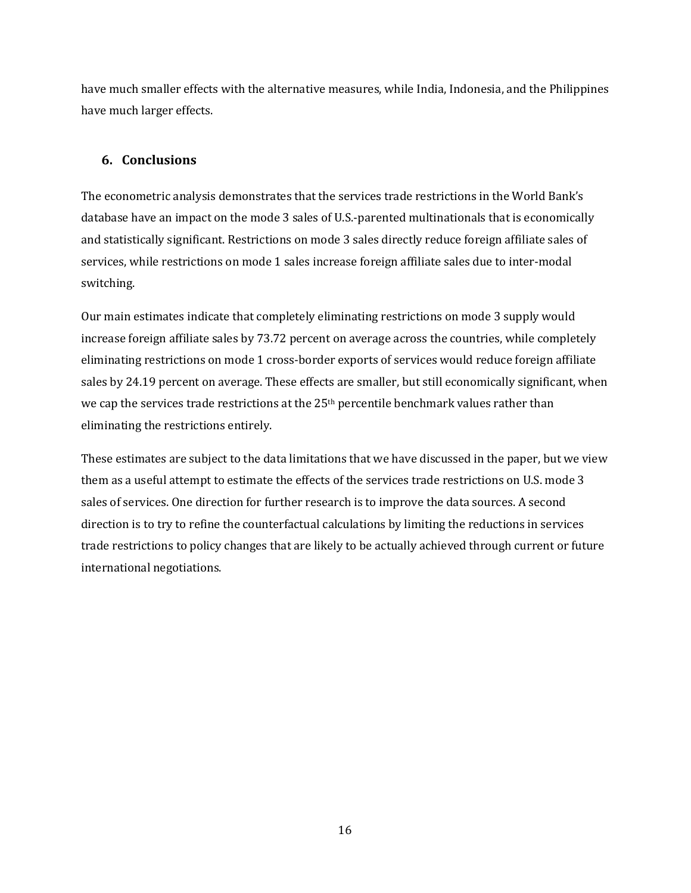have much smaller effects with the alternative measures, while India, Indonesia, and the Philippines have much larger effects.

## 6. Conclusions

The econometric analysis demonstrates that the services trade restrictions in the World Bank's database have an impact on the mode 3 sales of U.S.-parented multinationals that is economically and statistically significant. Restrictions on mode 3 sales directly reduce foreign affiliate sales of services, while restrictions on mode 1 sales increase foreign affiliate sales due to inter-modal switching.

Our main estimates indicate that completely eliminating restrictions on mode 3 supply would increase foreign affiliate sales by 73.72 percent on average across the countries, while completely eliminating restrictions on mode 1 cross-border exports of services would reduce foreign affiliate sales by 24.19 percent on average. These effects are smaller, but still economically significant, when we cap the services trade restrictions at the 25th percentile benchmark values rather than eliminating the restrictions entirely.

These estimates are subject to the data limitations that we have discussed in the paper, but we view them as a useful attempt to estimate the effects of the services trade restrictions on U.S. mode 3 sales of services. One direction for further research is to improve the data sources. A second direction is to try to refine the counterfactual calculations by limiting the reductions in services trade restrictions to policy changes that are likely to be actually achieved through current or future international negotiations.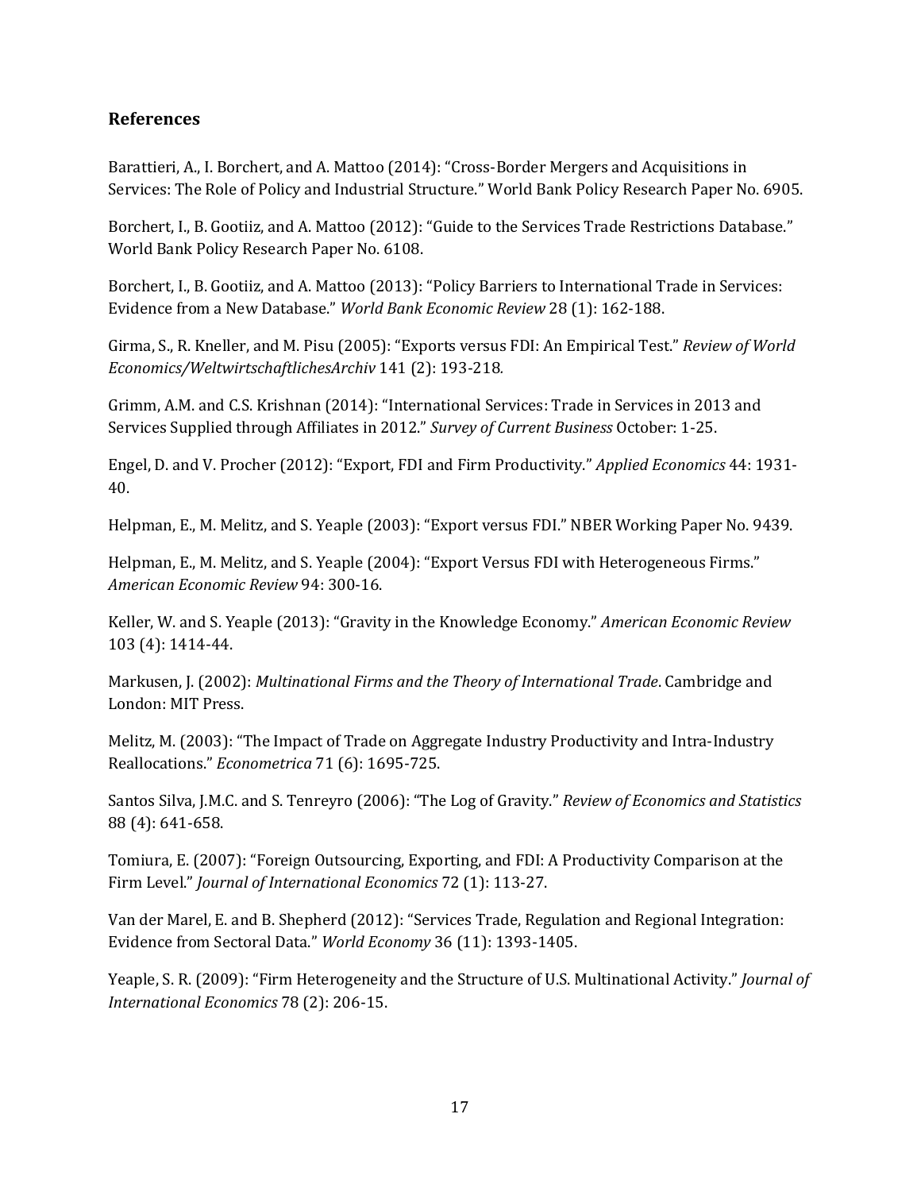### References

Barattieri, A., I. Borchert, and A. Mattoo (2014): "Cross-Border Mergers and Acquisitions in Services: The Role of Policy and Industrial Structure." World Bank Policy Research Paper No. 6905.

Borchert, I., B. Gootiiz, and A. Mattoo (2012): "Guide to the Services Trade Restrictions Database." World Bank Policy Research Paper No. 6108.

Borchert, I., B. Gootiiz, and A. Mattoo (2013): "Policy Barriers to International Trade in Services: Evidence from a New Database." *World Bank Economic Review* 28 (1): 162-188.

Girma, S., R. Kneller, and M. Pisu (2005): "Exports versus FDI: An Empirical Test." *Review of World Economics/WeltwirtschaftlichesArchiv* 141 (2): 193-218*.*

Grimm, A.M. and C.S. Krishnan (2014): "International Services: Trade in Services in 2013 and Services Supplied through Affiliates in 2012." *Survey of Current Business* October: 1-25.

Engel, D. and V. Procher (2012): "Export, FDI and Firm Productivity." *Applied Economics* 44: 1931-40.

Helpman, E., M. Melitz, and S. Yeaple (2003): "Export versus FDI." NBER Working Paper No. 9439.

Helpman, E., M. Melitz, and S. Yeaple (2004): "Export Versus FDI with Heterogeneous Firms." *American Economic Review* 94: 300-16.

Keller, W. and S. Yeaple (2013): "Gravity in the Knowledge Economy." *American Economic Review* 103 (4): 1414-44.

Markusen, J. (2002): *Multinational Firms and the Theory of International Trade*. Cambridge and London: MIT Press.

Melitz, M. (2003): "The Impact of Trade on Aggregate Industry Productivity and Intra-Industry Reallocations." *Econometrica* 71 (6): 1695-725.

Santos Silva, J.M.C. and S. Tenreyro (2006): "The Log of Gravity." *Review of Economics and Statistics* 88 (4): 641-658.

Tomiura, E. (2007): "Foreign Outsourcing, Exporting, and FDI: A Productivity Comparison at the Firm Level." *Journal of International Economics* 72 (1): 113-27.

Van der Marel, E. and B. Shepherd (2012): "Services Trade, Regulation and Regional Integration: Evidence from Sectoral Data." *World Economy* 36 (11): 1393-1405.

Yeaple, S. R. (2009): "Firm Heterogeneity and the Structure of U.S. Multinational Activity." *Journal of International Economics* 78 (2): 206-15.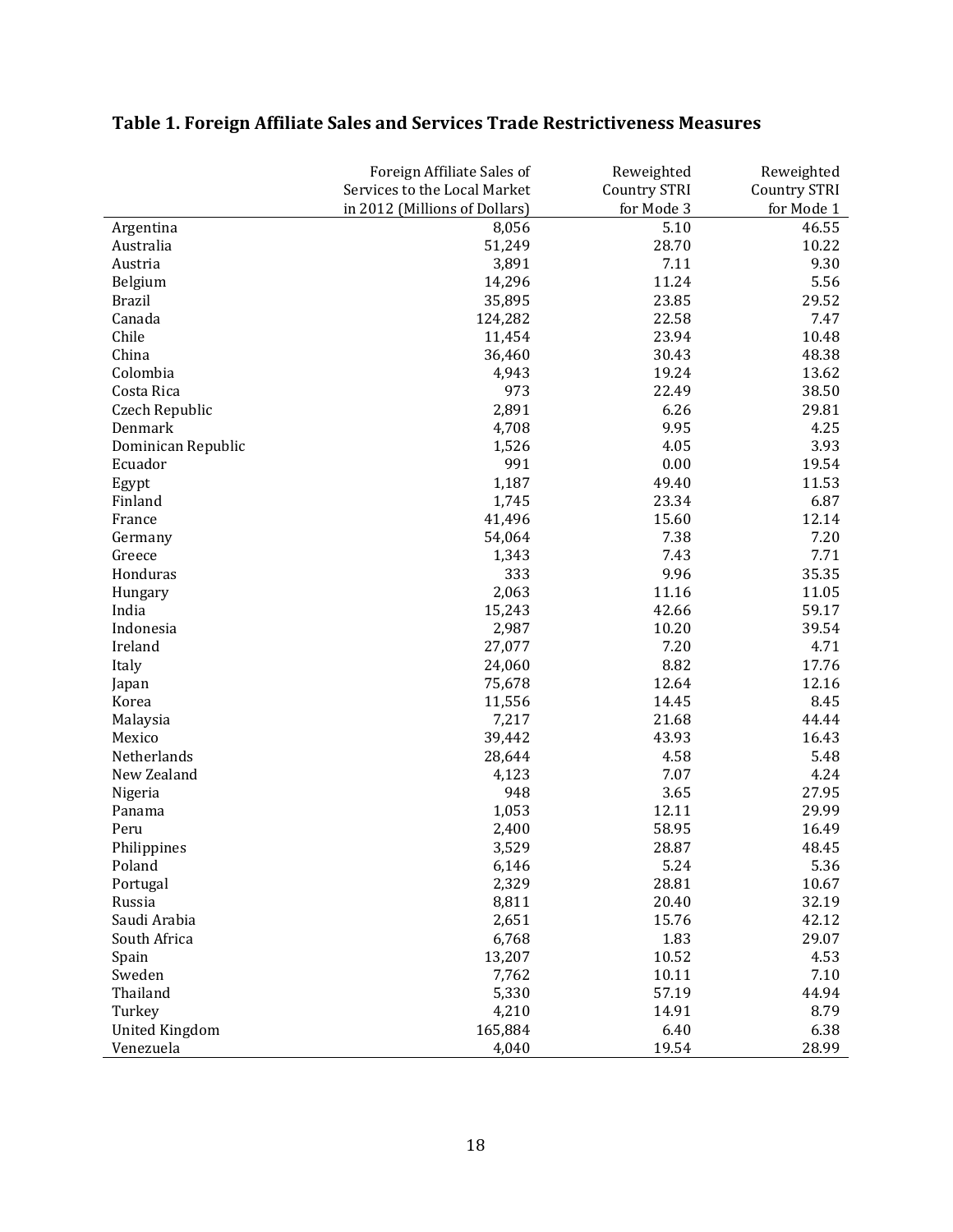## Table 1. Foreign Affiliate Sales and Services Trade Restrictiveness Measures

| | Foreign Affiliate Sales of Services to the Local Market in 2012 (Millions of Dollars) | Reweighted Country STRI for Mode 3 | Reweighted Country STRI for Mode 1 |
|---|---|---|---|
| Argentina | 8,056 | 5.10 | 46.55 |
| Australia | 51,249 | 28.70 | 10.22 |
| Austria | 3,891 | 7.11 | 9.30 |
| Belgium | 14,296 | 11.24 | 5.56 |
| Brazil | 35,895 | 23.85 | 29.52 |
| Canada | 124,282 | 22.58 | 7.47 |
| Chile | 11,454 | 23.94 | 10.48 |
| China | 36,460 | 30.43 | 48.38 |
| Colombia | 4,943 | 19.24 | 13.62 |
| Costa Rica | 973 | 22.49 | 38.50 |
| Czech Republic | 2,891 | 6.26 | 29.81 |
| Denmark | 4,708 | 9.95 | 4.25 |
| Dominican Republic | 1,526 | 4.05 | 3.93 |
| Ecuador | 991 | 0.00 | 19.54 |
| Egypt | 1,187 | 49.40 | 11.53 |
| Finland | 1,745 | 23.34 | 6.87 |
| France | 41,496 | 15.60 | 12.14 |
| Germany | 54,064 | 7.38 | 7.20 |
| Greece | 1,343 | 7.43 | 7.71 |
| Honduras | 333 | 9.96 | 35.35 |
| Hungary | 2,063 | 11.16 | 11.05 |
| India | 15,243 | 42.66 | 59.17 |
| Indonesia | 2,987 | 10.20 | 39.54 |
| Ireland | 27,077 | 7.20 | 4.71 |
| Italy | 24,060 | 8.82 | 17.76 |
| Japan | 75,678 | 12.64 | 12.16 |
| Korea | 11,556 | 14.45 | 8.45 |
| Malaysia | 7,217 | 21.68 | 44.44 |
| Mexico | 39,442 | 43.93 | 16.43 |
| Netherlands | 28,644 | 4.58 | 5.48 |
| New Zealand | 4,123 | 7.07 | 4.24 |
| Nigeria | 948 | 3.65 | 27.95 |
| Panama | 1,053 | 12.11 | 29.99 |
| Peru | 2,400 | 58.95 | 16.49 |
| Philippines | 3,529 | 28.87 | 48.45 |
| Poland | 6,146 | 5.24 | 5.36 |
| Portugal | 2,329 | 28.81 | 10.67 |
| Russia | 8,811 | 20.40 | 32.19 |
| Saudi Arabia | 2,651 | 15.76 | 42.12 |
| South Africa | 6,768 | 1.83 | 29.07 |
| Spain | 13,207 | 10.52 | 4.53 |
| Sweden | 7,762 | 10.11 | 7.10 |
| Thailand | 5,330 | 57.19 | 44.94 |
| Turkey | 4,210 | 14.91 | 8.79 |
| United Kingdom | 165,884 | 6.40 | 6.38 |
| Venezuela | 4,040 | 19.54 | 28.99 |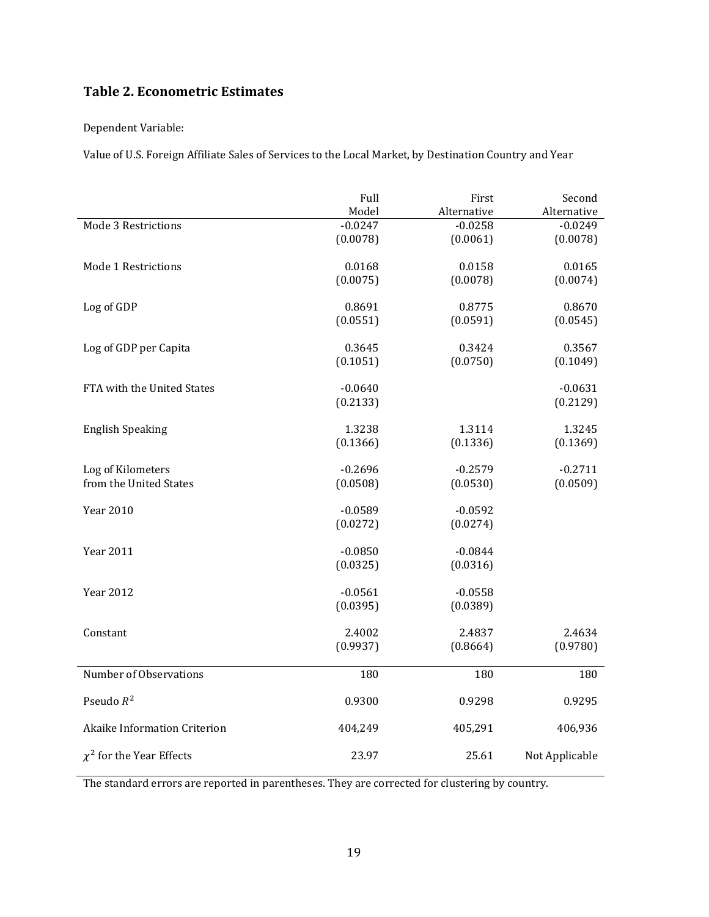### Table 2. Econometric Estimates

Dependent Variable:

Value of U.S. Foreign Affiliate Sales of Services to the Local Market, by Destination Country and Year

| | Full Model | First Alternative | Second Alternative |
|---|---|---|---|
| Mode 3 Restrictions | -0.0247 | -0.0258 | -0.0249 |
| | (0.0078) | (0.0061) | (0.0078) |
| Mode 1 Restrictions | 0.0168 | 0.0158 | 0.0165 |
| | (0.0075) | (0.0078) | (0.0074) |
| Log of GDP | 0.8691 | 0.8775 | 0.8670 |
| | (0.0551) | (0.0591) | (0.0545) |
| Log of GDP per Capita | 0.3645 | 0.3424 | 0.3567 |
| | (0.1051) | (0.0750) | (0.1049) |
| FTA with the United States | -0.0640 | | -0.0631 |
| | (0.2133) | | (0.2129) |
| English Speaking | 1.3238 | 1.3114 | 1.3245 |
| | (0.1366) | (0.1336) | (0.1369) |
| Log of Kilometers from the United States | -0.2696 | -0.2579 | -0.2711 |
| | (0.0508) | (0.0530) | (0.0509) |
| Year 2010 | -0.0589 | -0.0592 | |
| | (0.0272) | (0.0274) | |
| Year 2011 | -0.0850 | -0.0844 | |
| | (0.0325) | (0.0316) | |
| Year 2012 | -0.0561 | -0.0558 | |
| | (0.0395) | (0.0389) | |
| Constant | 2.4002 | 2.4837 | 2.4634 |
| | (0.9937) | (0.8664) | (0.9780) |
| Number of Observations | 180 | 180 | 180 |
| Pseudo $R^2$ | 0.9300 | 0.9298 | 0.9295 |
| Akaike Information Criterion | 404,249 | 405,291 | 406,936 |
| $\chi^2$ for the Year Effects | 23.97 | 25.61 | Not Applicable |

The standard errors are reported in parentheses. They are corrected for clustering by country.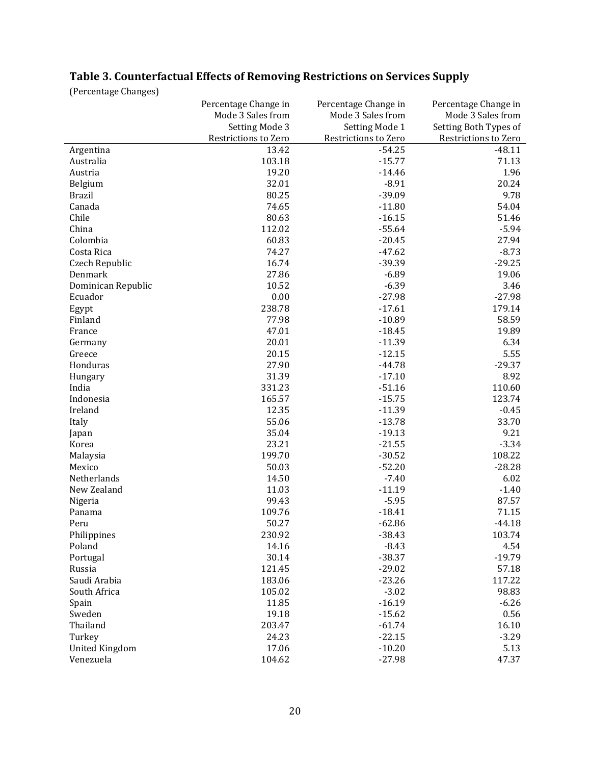## Table 3. Counterfactual Effects of Removing Restrictions on Services Supply

(Percentage Changes)

| | Percentage Change in Mode 3 Sales from Setting Mode 3 Restrictions to Zero | Percentage Change in Mode 3 Sales from Setting Mode 1 Restrictions to Zero | Percentage Change in Mode 3 Sales from Setting Both Types of Restrictions to Zero |
|---|---|---|---|
| Argentina | 13.42 | -54.25 | -48.11 |
| Australia | 103.18 | -15.77 | 71.13 |
| Austria | 19.20 | -14.46 | 1.96 |
| Belgium | 32.01 | -8.91 | 20.24 |
| Brazil | 80.25 | -39.09 | 9.78 |
| Canada | 74.65 | -11.80 | 54.04 |
| Chile | 80.63 | -16.15 | 51.46 |
| China | 112.02 | -55.64 | -5.94 |
| Colombia | 60.83 | -20.45 | 27.94 |
| Costa Rica | 74.27 | -47.62 | -8.73 |
| Czech Republic | 16.74 | -39.39 | -29.25 |
| Denmark | 27.86 | -6.89 | 19.06 |
| Dominican Republic | 10.52 | -6.39 | 3.46 |
| Ecuador | 0.00 | -27.98 | -27.98 |
| Egypt | 238.78 | -17.61 | 179.14 |
| Finland | 77.98 | -10.89 | 58.59 |
| France | 47.01 | -18.45 | 19.89 |
| Germany | 20.01 | -11.39 | 6.34 |
| Greece | 20.15 | -12.15 | 5.55 |
| Honduras | 27.90 | -44.78 | -29.37 |
| Hungary | 31.39 | -17.10 | 8.92 |
| India | 331.23 | -51.16 | 110.60 |
| Indonesia | 165.57 | -15.75 | 123.74 |
| Ireland | 12.35 | -11.39 | -0.45 |
| Italy | 55.06 | -13.78 | 33.70 |
| Japan | 35.04 | -19.13 | 9.21 |
| Korea | 23.21 | -21.55 | -3.34 |
| Malaysia | 199.70 | -30.52 | 108.22 |
| Mexico | 50.03 | -52.20 | -28.28 |
| Netherlands | 14.50 | -7.40 | 6.02 |
| New Zealand | 11.03 | -11.19 | -1.40 |
| Nigeria | 99.43 | -5.95 | 87.57 |
| Panama | 109.76 | -18.41 | 71.15 |
| Peru | 50.27 | -62.86 | -44.18 |
| Philippines | 230.92 | -38.43 | 103.74 |
| Poland | 14.16 | -8.43 | 4.54 |
| Portugal | 30.14 | -38.37 | -19.79 |
| Russia | 121.45 | -29.02 | 57.18 |
| Saudi Arabia | 183.06 | -23.26 | 117.22 |
| South Africa | 105.02 | -3.02 | 98.83 |
| Spain | 11.85 | -16.19 | -6.26 |
| Sweden | 19.18 | -15.62 | 0.56 |
| Thailand | 203.47 | -61.74 | 16.10 |
| Turkey | 24.23 | -22.15 | -3.29 |
| United Kingdom | 17.06 | -10.20 | 5.13 |
| Venezuela | 104.62 | -27.98 | 47.37 |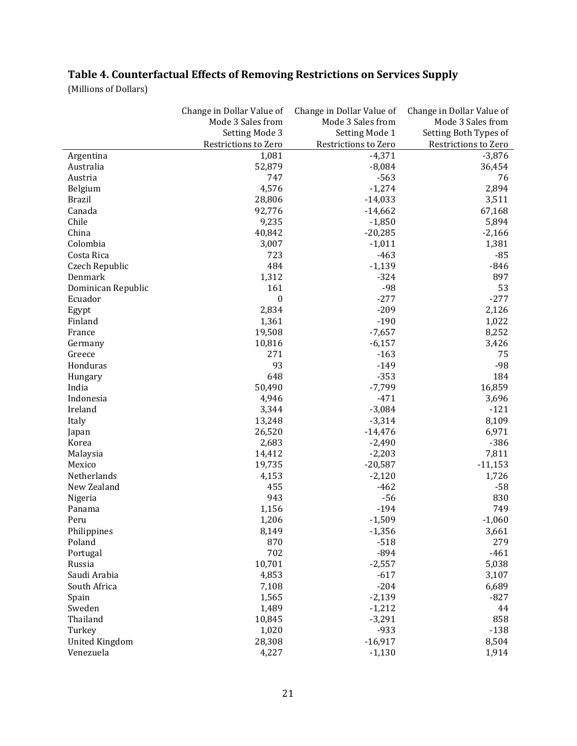## Table 4. Counterfactual Effects of Removing Restrictions on Services Supply

(Millions of Dollars)

| | Change in Dollar Value of Mode 3 Sales from Setting Mode 3 Restrictions to Zero | Change in Dollar Value of Mode 3 Sales from Setting Mode 1 Restrictions to Zero | Change in Dollar Value of Mode 3 Sales from Setting Both Types of Restrictions to Zero |
|---|---|---|---|
| Argentina | 1,081 | -4,371 | -3,876 |
| Australia | 52,879 | -8,084 | 36,454 |
| Austria | 747 | -563 | 76 |
| Belgium | 4,576 | -1,274 | 2,894 |
| Brazil | 28,806 | -14,033 | 3,511 |
| Canada | 92,776 | -14,662 | 67,168 |
| Chile | 9,235 | -1,850 | 5,894 |
| China | 40,842 | -20,285 | -2,166 |
| Colombia | 3,007 | -1,011 | 1,381 |
| Costa Rica | 723 | -463 | -85 |
| Czech Republic | 484 | -1,139 | -846 |
| Denmark | 1,312 | -324 | 897 |
| Dominican Republic | 161 | -98 | 53 |
| Ecuador | 0 | -277 | -277 |
| Egypt | 2,834 | -209 | 2,126 |
| Finland | 1,361 | -190 | 1,022 |
| France | 19,508 | -7,657 | 8,252 |
| Germany | 10,816 | -6,157 | 3,426 |
| Greece | 271 | -163 | 75 |
| Honduras | 93 | -149 | -98 |
| Hungary | 648 | -353 | 184 |
| India | 50,490 | -7,799 | 16,859 |
| Indonesia | 4,946 | -471 | 3,696 |
| Ireland | 3,344 | -3,084 | -121 |
| Italy | 13,248 | -3,314 | 8,109 |
| Japan | 26,520 | -14,476 | 6,971 |
| Korea | 2,683 | -2,490 | -386 |
| Malaysia | 14,412 | -2,203 | 7,811 |
| Mexico | 19,735 | -20,587 | -11,153 |
| Netherlands | 4,153 | -2,120 | 1,726 |
| New Zealand | 455 | -462 | -58 |
| Nigeria | 943 | -56 | 830 |
| Panama | 1,156 | -194 | 749 |
| Peru | 1,206 | -1,509 | -1,060 |
| Philippines | 8,149 | -1,356 | 3,661 |
| Poland | 870 | -518 | 279 |
| Portugal | 702 | -894 | -461 |
| Russia | 10,701 | -2,557 | 5,038 |
| Saudi Arabia | 4,853 | -617 | 3,107 |
| South Africa | 7,108 | -204 | 6,689 |
| Spain | 1,565 | -2,139 | -827 |
| Sweden | 1,489 | -1,212 | 44 |
| Thailand | 10,845 | -3,291 | 858 |
| Turkey | 1,020 | -933 | -138 |
| United Kingdom | 28,308 | -16,917 | 8,504 |
| Venezuela | 4,227 | -1,130 | 1,914 |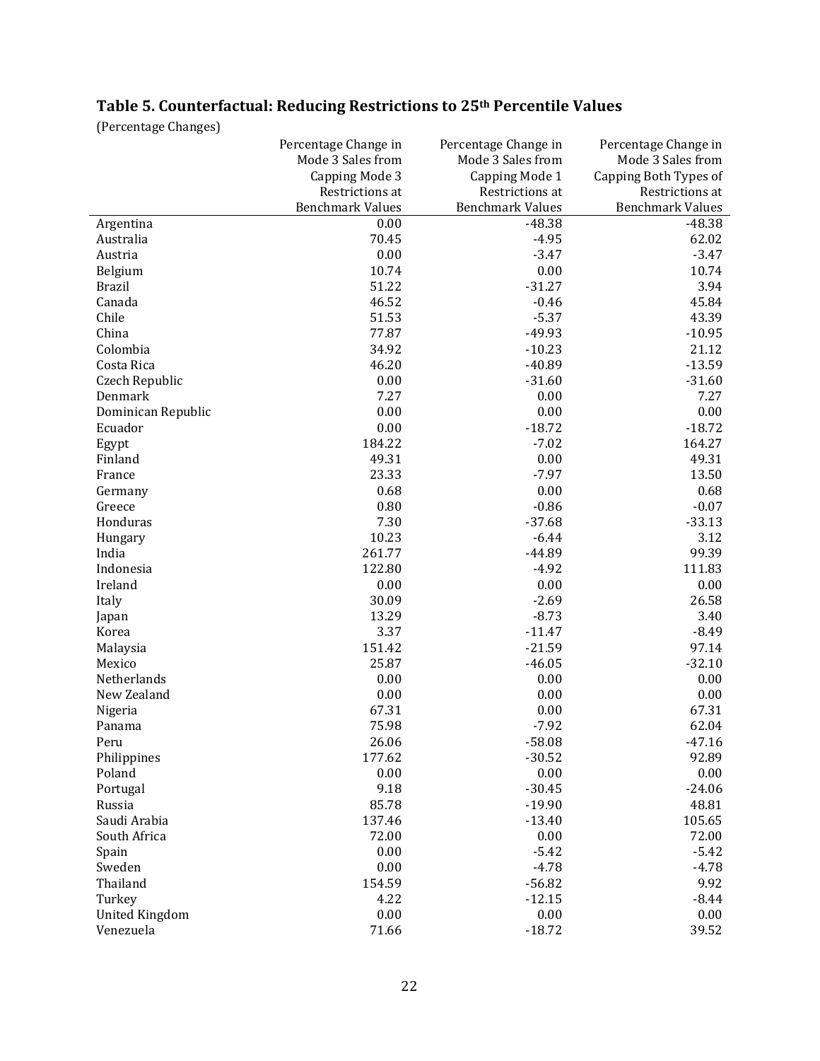### Table 5. Counterfactual: Reducing Restrictions to 25th Percentile Values

(Percentage Changes)

| | Percentage Change in Mode 3 Sales from Capping Mode 3 Restrictions at Benchmark Values | Percentage Change in Mode 3 Sales from Capping Mode 1 Restrictions at Benchmark Values | Percentage Change in Mode 3 Sales from Capping Both Types of Restrictions at Benchmark Values |
|---|---|---|---|
| Argentina | 0.00 | -48.38 | -48.38 |
| Australia | 70.45 | -4.95 | 62.02 |
| Austria | 0.00 | -3.47 | -3.47 |
| Belgium | 10.74 | 0.00 | 10.74 |
| Brazil | 51.22 | -31.27 | 3.94 |
| Canada | 46.52 | -0.46 | 45.84 |
| Chile | 51.53 | -5.37 | 43.39 |
| China | 77.87 | -49.93 | -10.95 |
| Colombia | 34.92 | -10.23 | 21.12 |
| Costa Rica | 46.20 | -40.89 | -13.59 |
| Czech Republic | 0.00 | -31.60 | -31.60 |
| Denmark | 7.27 | 0.00 | 7.27 |
| Dominican Republic | 0.00 | 0.00 | 0.00 |
| Ecuador | 0.00 | -18.72 | -18.72 |
| Egypt | 184.22 | -7.02 | 164.27 |
| Finland | 49.31 | 0.00 | 49.31 |
| France | 23.33 | -7.97 | 13.50 |
| Germany | 0.68 | 0.00 | 0.68 |
| Greece | 0.80 | -0.86 | -0.07 |
| Honduras | 7.30 | -37.68 | -33.13 |
| Hungary | 10.23 | -6.44 | 3.12 |
| India | 261.77 | -44.89 | 99.39 |
| Indonesia | 122.80 | -4.92 | 111.83 |
| Ireland | 0.00 | 0.00 | 0.00 |
| Italy | 30.09 | -2.69 | 26.58 |
| Japan | 13.29 | -8.73 | 3.40 |
| Korea | 3.37 | -11.47 | -8.49 |
| Malaysia | 151.42 | -21.59 | 97.14 |
| Mexico | 25.87 | -46.05 | -32.10 |
| Netherlands | 0.00 | 0.00 | 0.00 |
| New Zealand | 0.00 | 0.00 | 0.00 |
| Nigeria | 67.31 | 0.00 | 67.31 |
| Panama | 75.98 | -7.92 | 62.04 |
| Peru | 26.06 | -58.08 | -47.16 |
| Philippines | 177.62 | -30.52 | 92.89 |
| Poland | 0.00 | 0.00 | 0.00 |
| Portugal | 9.18 | -30.45 | -24.06 |
| Russia | 85.78 | -19.90 | 48.81 |
| Saudi Arabia | 137.46 | -13.40 | 105.65 |
| South Africa | 72.00 | 0.00 | 72.00 |
| Spain | 0.00 | -5.42 | -5.42 |
| Sweden | 0.00 | -4.78 | -4.78 |
| Thailand | 154.59 | -56.82 | 9.92 |
| Turkey | 4.22 | -12.15 | -8.44 |
| United Kingdom | 0.00 | 0.00 | 0.00 |
| Venezuela | 71.66 | -18.72 | 39.52 |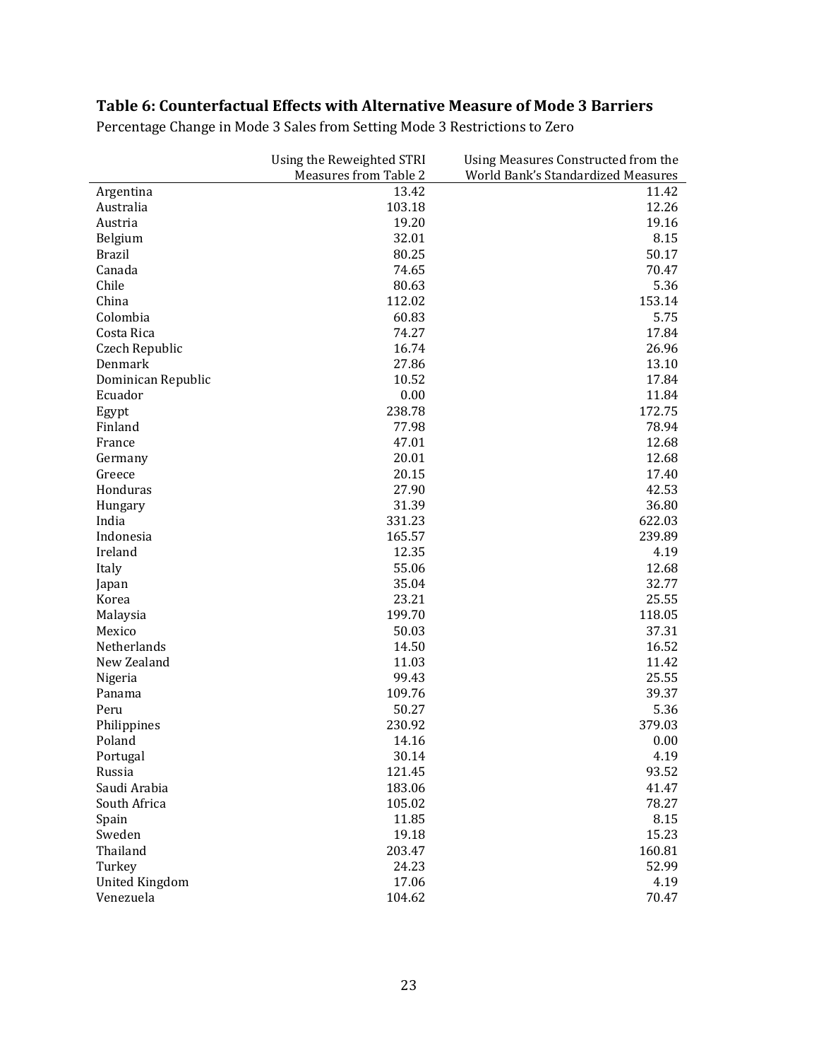**Table 6: Counterfactual Effects with Alternative Measure of Mode 3 Barriers**

Percentage Change in Mode 3 Sales from Setting Mode 3 Restrictions to Zero

| | Using the Reweighted STRI Measures from Table 2 | Using Measures Constructed from the World Bank's Standardized Measures |
|---|---|---|
| Argentina | 13.42 | 11.42 |
| Australia | 103.18 | 12.26 |
| Austria | 19.20 | 19.16 |
| Belgium | 32.01 | 8.15 |
| Brazil | 80.25 | 50.17 |
| Canada | 74.65 | 70.47 |
| Chile | 80.63 | 5.36 |
| China | 112.02 | 153.14 |
| Colombia | 60.83 | 5.75 |
| Costa Rica | 74.27 | 17.84 |
| Czech Republic | 16.74 | 26.96 |
| Denmark | 27.86 | 13.10 |
| Dominican Republic | 10.52 | 17.84 |
| Ecuador | 0.00 | 11.84 |
| Egypt | 238.78 | 172.75 |
| Finland | 77.98 | 78.94 |
| France | 47.01 | 12.68 |
| Germany | 20.01 | 12.68 |
| Greece | 20.15 | 17.40 |
| Honduras | 27.90 | 42.53 |
| Hungary | 31.39 | 36.80 |
| India | 331.23 | 622.03 |
| Indonesia | 165.57 | 239.89 |
| Ireland | 12.35 | 4.19 |
| Italy | 55.06 | 12.68 |
| Japan | 35.04 | 32.77 |
| Korea | 23.21 | 25.55 |
| Malaysia | 199.70 | 118.05 |
| Mexico | 50.03 | 37.31 |
| Netherlands | 14.50 | 16.52 |
| New Zealand | 11.03 | 11.42 |
| Nigeria | 99.43 | 25.55 |
| Panama | 109.76 | 39.37 |
| Peru | 50.27 | 5.36 |
| Philippines | 230.92 | 379.03 |
| Poland | 14.16 | 0.00 |
| Portugal | 30.14 | 4.19 |
| Russia | 121.45 | 93.52 |
| Saudi Arabia | 183.06 | 41.47 |
| South Africa | 105.02 | 78.27 |
| Spain | 11.85 | 8.15 |
| Sweden | 19.18 | 15.23 |
| Thailand | 203.47 | 160.81 |
| Turkey | 24.23 | 52.99 |
| United Kingdom | 17.06 | 4.19 |
| Venezuela | 104.62 | 70.47 |